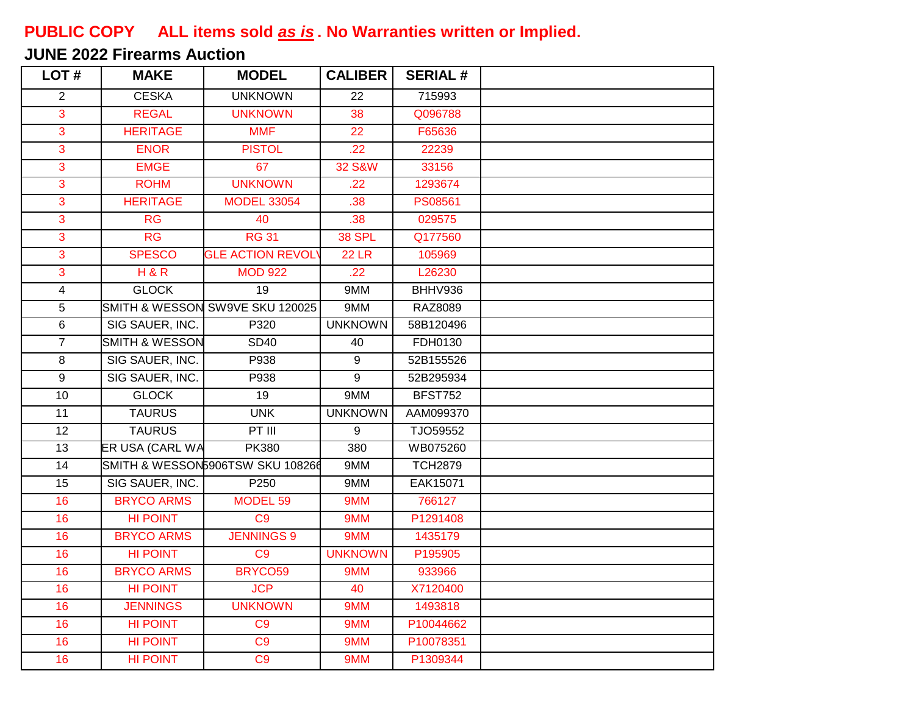PUBLIC COPY **ALL items sold *as is*. No Warranties written or Implied.**

## JUNE 2022 Firearms Auction

| LOT # | MAKE | MODEL | CALIBER | SERIAL # | |
|---|---|---|---|---|---|
| 2 | CESKA | UNKNOWN | 22 | 715993 | |
| 3 | REGAL | UNKNOWN | 38 | Q096788 | |
| 3 | HERITAGE | MMF | 22 | F65636 | |
| 3 | ENOR | PISTOL | .22 | 22239 | |
| 3 | EMGE | 67 | 32 S&W | 33156 | |
| 3 | ROHM | UNKNOWN | .22 | 1293674 | |
| 3 | HERITAGE | MODEL 33054 | .38 | PS08561 | |
| 3 | RG | 40 | .38 | 029575 | |
| 3 | RG | RG 31 | 38 SPL | Q177560 | |
| 3 | SPESCO | GLE ACTION REVOLV | 22 LR | 105969 | |
| 3 | H & R | MOD 922 | .22 | L26230 | |
| 4 | GLOCK | 19 | 9MM | BHHV936 | |
| 5 | SMITH & WESSON | SW9VE SKU 120025 | 9MM | RAZ8089 | |
| 6 | SIG SAUER, INC. | P320 | UNKNOWN | 58B120496 | |
| 7 | SMITH & WESSON | SD40 | 40 | FDH0130 | |
| 8 | SIG SAUER, INC. | P938 | 9 | 52B155526 | |
| 9 | SIG SAUER, INC. | P938 | 9 | 52B295934 | |
| 10 | GLOCK | 19 | 9MM | BFST752 | |
| 11 | TAURUS | UNK | UNKNOWN | AAM099370 | |
| 12 | TAURUS | PT III | 9 | TJO59552 | |
| 13 | ER USA (CARL WA | PK380 | 380 | WB075260 | |
| 14 | SMITH & WESSON | 5906TSW SKU 108266 | 9MM | TCH2879 | |
| 15 | SIG SAUER, INC. | P250 | 9MM | EAK15071 | |
| 16 | BRYCO ARMS | MODEL 59 | 9MM | 766127 | |
| 16 | HI POINT | C9 | 9MM | P1291408 | |
| 16 | BRYCO ARMS | JENNINGS 9 | 9MM | 1435179 | |
| 16 | HI POINT | C9 | UNKNOWN | P195905 | |
| 16 | BRYCO ARMS | BRYCO59 | 9MM | 933966 | |
| 16 | HI POINT | JCP | 40 | X7120400 | |
| 16 | JENNINGS | UNKNOWN | 9MM | 1493818 | |
| 16 | HI POINT | C9 | 9MM | P10044662 | |
| 16 | HI POINT | C9 | 9MM | P10078351 | |
| 16 | HI POINT | C9 | 9MM | P1309344 | |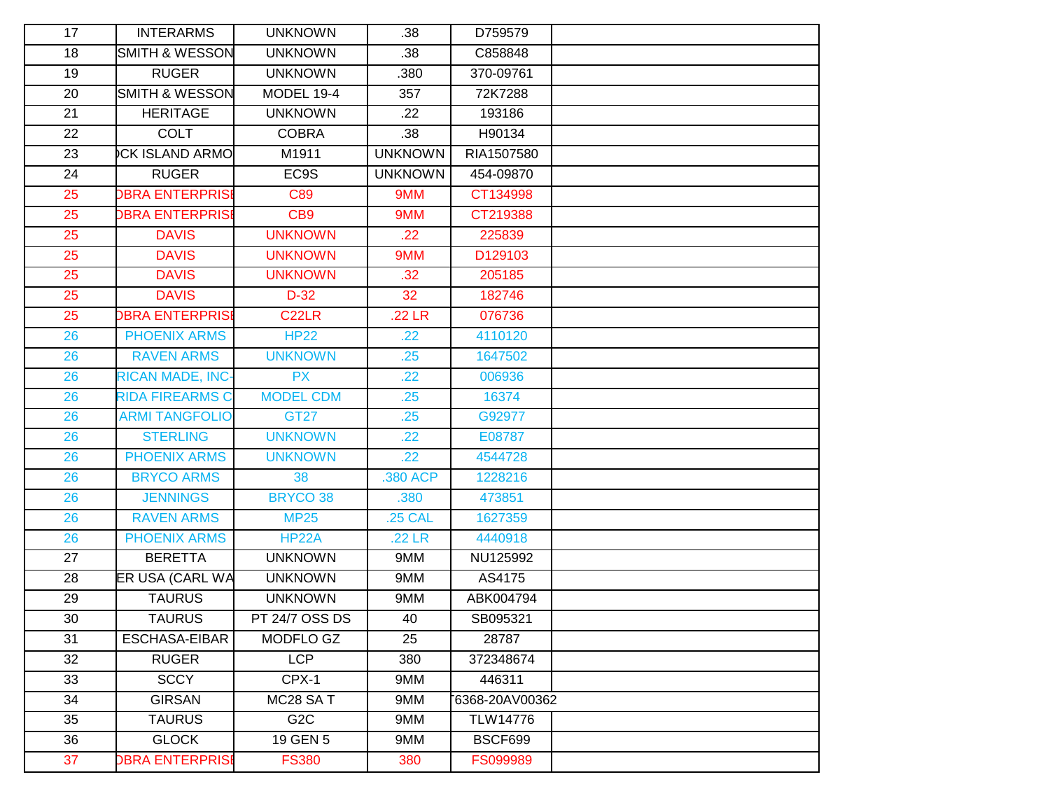| 17 | INTERARMS | UNKNOWN | .38 | D759579 | |
|---|---|---|---|---|---|
| 18 | SMITH & WESSON | UNKNOWN | .38 | C858848 | |
| 19 | RUGER | UNKNOWN | .380 | 370-09761 | |
| 20 | SMITH & WESSON | MODEL 19-4 | 357 | 72K7288 | |
| 21 | HERITAGE | UNKNOWN | .22 | 193186 | |
| 22 | COLT | COBRA | .38 | H90134 | |
| 23 | CK ISLAND ARMO | M1911 | UNKNOWN | RIA1507580 | |
| 24 | RUGER | EC9S | UNKNOWN | 454-09870 | |
| 25 | BRA ENTERPRISI | C89 | 9MM | CT134998 | |
| 25 | BRA ENTERPRISI | CB9 | 9MM | CT219388 | |
| 25 | DAVIS | UNKNOWN | .22 | 225839 | |
| 25 | DAVIS | UNKNOWN | 9MM | D129103 | |
| 25 | DAVIS | UNKNOWN | .32 | 205185 | |
| 25 | DAVIS | D-32 | 32 | 182746 | |
| 25 | BRA ENTERPRISI | C22LR | .22 LR | 076736 | |
| 26 | PHOENIX ARMS | HP22 | .22 | 4110120 | |
| 26 | RAVEN ARMS | UNKNOWN | .25 | 1647502 | |
| 26 | RICAN MADE, INC- | PX | .22 | 006936 | |
| 26 | RIDA FIREARMS C | MODEL CDM | .25 | 16374 | |
| 26 | ARMI TANGFOLIO | GT27 | .25 | G92977 | |
| 26 | STERLING | UNKNOWN | .22 | E08787 | |
| 26 | PHOENIX ARMS | UNKNOWN | .22 | 4544728 | |
| 26 | BRYCO ARMS | 38 | .380 ACP | 1228216 | |
| 26 | JENNINGS | BRYCO 38 | .380 | 473851 | |
| 26 | RAVEN ARMS | MP25 | .25 CAL | 1627359 | |
| 26 | PHOENIX ARMS | HP22A | .22 LR | 4440918 | |
| 27 | BERETTA | UNKNOWN | 9MM | NU125992 | |
| 28 | ER USA (CARL WA | UNKNOWN | 9MM | AS4175 | |
| 29 | TAURUS | UNKNOWN | 9MM | ABK004794 | |
| 30 | TAURUS | PT 24/7 OSS DS | 40 | SB095321 | |
| 31 | ESCHASA-EIBAR | MODFLO GZ | 25 | 28787 | |
| 32 | RUGER | LCP | 380 | 372348674 | |
| 33 | SCCY | CPX-1 | 9MM | 446311 | |
| 34 | GIRSAN | MC28 SA T | 9MM | T6368-20AV00362 | |
| 35 | TAURUS | G2C | 9MM | TLW14776 | |
| 36 | GLOCK | 19 GEN 5 | 9MM | BSCF699 | |
| 37 | BRA ENTERPRISI | FS380 | 380 | FS099989 | |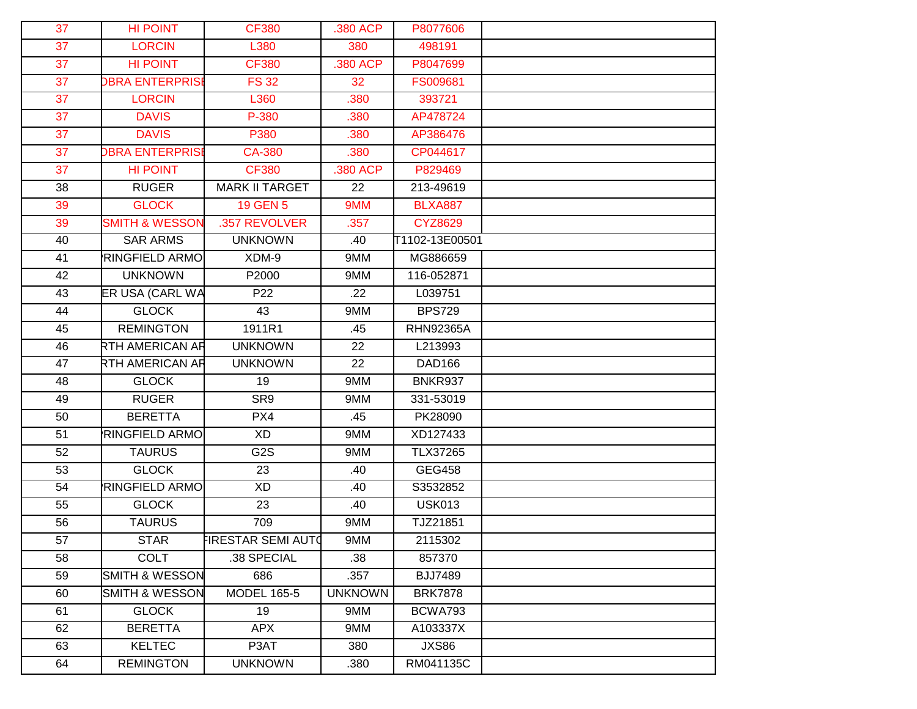| | | | | | |
|---|---|---|---|---|---|
| 37 | HI POINT | CF380 | .380 ACP | P8077606 | |
| 37 | LORCIN | L380 | 380 | 498191 | |
| 37 | HI POINT | CF380 | .380 ACP | P8047699 | |
| 37 | OBRA ENTERPRISE | FS 32 | 32 | FS009681 | |
| 37 | LORCIN | L360 | .380 | 393721 | |
| 37 | DAVIS | P-380 | .380 | AP478724 | |
| 37 | DAVIS | P380 | .380 | AP386476 | |
| 37 | OBRA ENTERPRISE | CA-380 | .380 | CP044617 | |
| 37 | HI POINT | CF380 | .380 ACP | P829469 | |
| 38 | RUGER | MARK II TARGET | 22 | 213-49619 | |
| 39 | GLOCK | 19 GEN 5 | 9MM | BLXA887 | |
| 39 | SMITH & WESSON | .357 REVOLVER | .357 | CYZ8629 | |
| 40 | SAR ARMS | UNKNOWN | .40 | T1102-13E00501 | |
| 41 | RINGFIELD ARMO | XDM-9 | 9MM | MG886659 | |
| 42 | UNKNOWN | P2000 | 9MM | 116-052871 | |
| 43 | ER USA (CARL WA | P22 | .22 | L039751 | |
| 44 | GLOCK | 43 | 9MM | BPS729 | |
| 45 | REMINGTON | 1911R1 | .45 | RHN92365A | |
| 46 | RTH AMERICAN AR | UNKNOWN | 22 | L213993 | |
| 47 | RTH AMERICAN AR | UNKNOWN | 22 | DAD166 | |
| 48 | GLOCK | 19 | 9MM | BNKR937 | |
| 49 | RUGER | SR9 | 9MM | 331-53019 | |
| 50 | BERETTA | PX4 | .45 | PK28090 | |
| 51 | RINGFIELD ARMO | XD | 9MM | XD127433 | |
| 52 | TAURUS | G2S | 9MM | TLX37265 | |
| 53 | GLOCK | 23 | .40 | GEG458 | |
| 54 | RINGFIELD ARMO | XD | .40 | S3532852 | |
| 55 | GLOCK | 23 | .40 | USK013 | |
| 56 | TAURUS | 709 | 9MM | TJZ21851 | |
| 57 | STAR | FIRESTAR SEMI AUTO | 9MM | 2115302 | |
| 58 | COLT | .38 SPECIAL | .38 | 857370 | |
| 59 | SMITH & WESSON | 686 | .357 | BJJ7489 | |
| 60 | SMITH & WESSON | MODEL 165-5 | UNKNOWN | BRK7878 | |
| 61 | GLOCK | 19 | 9MM | BCWA793 | |
| 62 | BERETTA | APX | 9MM | A103337X | |
| 63 | KELTEC | P3AT | 380 | JXS86 | |
| 64 | REMINGTON | UNKNOWN | .380 | RM041135C | |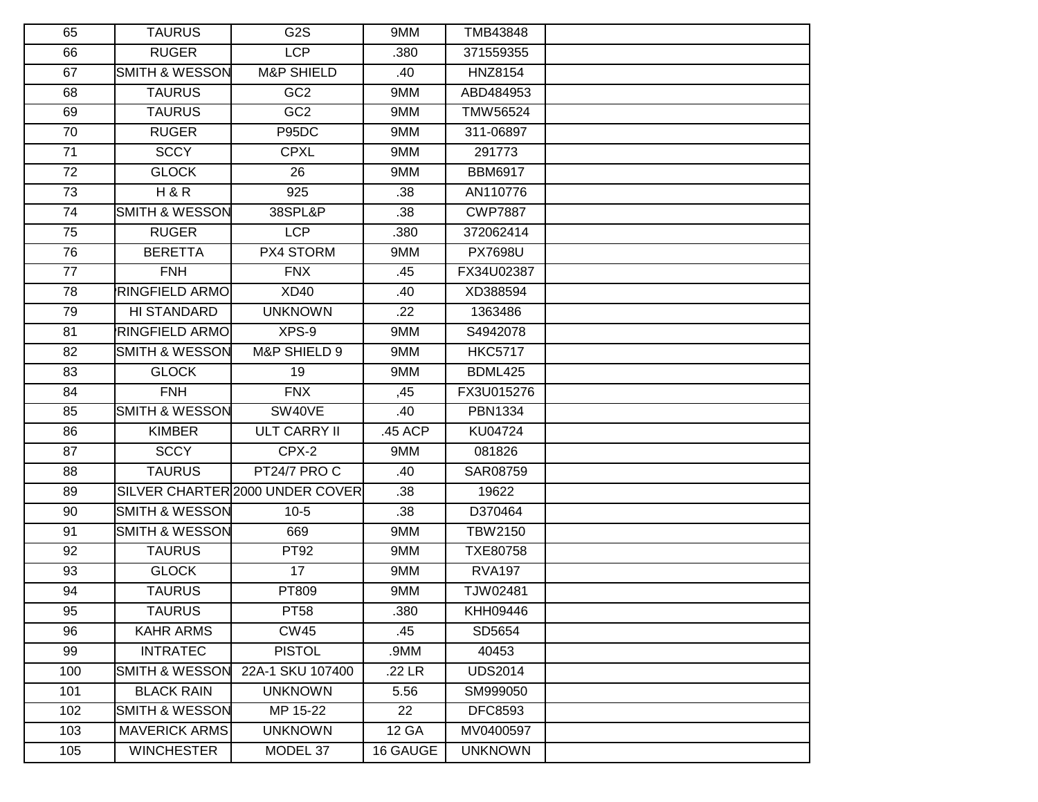| | | | | | |
|---|---|---|---|---|---|
| 65 | TAURUS | G2S | 9MM | TMB43848 | |
| 66 | RUGER | LCP | .380 | 371559355 | |
| 67 | SMITH & WESSON | M&P SHIELD | .40 | HNZ8154 | |
| 68 | TAURUS | GC2 | 9MM | ABD484953 | |
| 69 | TAURUS | GC2 | 9MM | TMW56524 | |
| 70 | RUGER | P95DC | 9MM | 311-06897 | |
| 71 | SCCY | CPXL | 9MM | 291773 | |
| 72 | GLOCK | 26 | 9MM | BBM6917 | |
| 73 | H & R | 925 | .38 | AN110776 | |
| 74 | SMITH & WESSON | 38SPL&P | .38 | CWP7887 | |
| 75 | RUGER | LCP | .380 | 372062414 | |
| 76 | BERETTA | PX4 STORM | 9MM | PX7698U | |
| 77 | FNH | FNX | .45 | FX34U02387 | |
| 78 | 'RINGFIELD ARMO | XD40 | .40 | XD388594 | |
| 79 | HI STANDARD | UNKNOWN | .22 | 1363486 | |
| 81 | 'RINGFIELD ARMO | XPS-9 | 9MM | S4942078 | |
| 82 | SMITH & WESSON | M&P SHIELD 9 | 9MM | HKC5717 | |
| 83 | GLOCK | 19 | 9MM | BDML425 | |
| 84 | FNH | FNX | ,45 | FX3U015276 | |
| 85 | SMITH & WESSON | SW40VE | .40 | PBN1334 | |
| 86 | KIMBER | ULT CARRY II | .45 ACP | KU04724 | |
| 87 | SCCY | CPX-2 | 9MM | 081826 | |
| 88 | TAURUS | PT24/7 PRO C | .40 | SAR08759 | |
| 89 | SILVER CHARTER | 2000 UNDER COVER | .38 | 19622 | |
| 90 | SMITH & WESSON | 10-5 | .38 | D370464 | |
| 91 | SMITH & WESSON | 669 | 9MM | TBW2150 | |
| 92 | TAURUS | PT92 | 9MM | TXE80758 | |
| 93 | GLOCK | 17 | 9MM | RVA197 | |
| 94 | TAURUS | PT809 | 9MM | TJW02481 | |
| 95 | TAURUS | PT58 | .380 | KHH09446 | |
| 96 | KAHR ARMS | CW45 | .45 | SD5654 | |
| 99 | INTRATEC | PISTOL | .9MM | 40453 | |
| 100 | SMITH & WESSON | 22A-1 SKU 107400 | .22 LR | UDS2014 | |
| 101 | BLACK RAIN | UNKNOWN | 5.56 | SM999050 | |
| 102 | SMITH & WESSON | MP 15-22 | 22 | DFC8593 | |
| 103 | MAVERICK ARMS | UNKNOWN | 12 GA | MV0400597 | |
| 105 | WINCHESTER | MODEL 37 | 16 GAUGE | UNKNOWN | |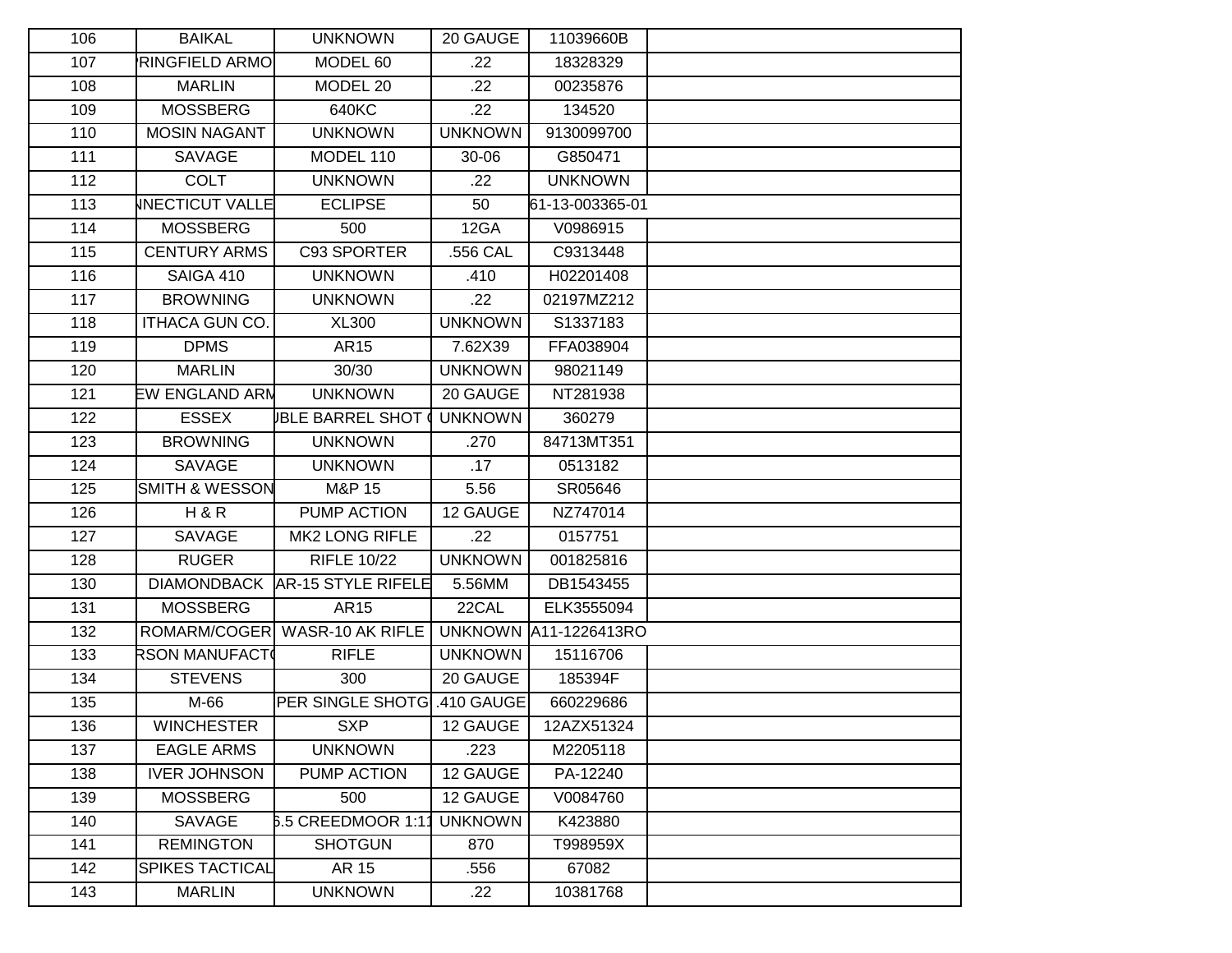| | | | | | |
|---|---|---|---|---|---|
| 106 | BAIKAL | UNKNOWN | 20 GAUGE | 11039660B | |
| 107 | 'RINGFIELD ARMO | MODEL 60 | .22 | 18328329 | |
| 108 | MARLIN | MODEL 20 | .22 | 00235876 | |
| 109 | MOSSBERG | 640KC | .22 | 134520 | |
| 110 | MOSIN NAGANT | UNKNOWN | UNKNOWN | 9130099700 | |
| 111 | SAVAGE | MODEL 110 | 30-06 | G850471 | |
| 112 | COLT | UNKNOWN | .22 | UNKNOWN | |
| 113 | NNECTICUT VALLE | ECLIPSE | 50 | 61-13-003365-01 | |
| 114 | MOSSBERG | 500 | 12GA | V0986915 | |
| 115 | CENTURY ARMS | C93 SPORTER | .556 CAL | C9313448 | |
| 116 | SAIGA 410 | UNKNOWN | .410 | H02201408 | |
| 117 | BROWNING | UNKNOWN | .22 | 02197MZ212 | |
| 118 | ITHACA GUN CO. | XL300 | UNKNOWN | S1337183 | |
| 119 | DPMS | AR15 | 7.62X39 | FFA038904 | |
| 120 | MARLIN | 30/30 | UNKNOWN | 98021149 | |
| 121 | EW ENGLAND ARM | UNKNOWN | 20 GAUGE | NT281938 | |
| 122 | ESSEX | JBLE BARREL SHOT ( | UNKNOWN | 360279 | |
| 123 | BROWNING | UNKNOWN | .270 | 84713MT351 | |
| 124 | SAVAGE | UNKNOWN | .17 | 0513182 | |
| 125 | SMITH & WESSON | M&P 15 | 5.56 | SR05646 | |
| 126 | H & R | PUMP ACTION | 12 GAUGE | NZ747014 | |
| 127 | SAVAGE | MK2 LONG RIFLE | .22 | 0157751 | |
| 128 | RUGER | RIFLE 10/22 | UNKNOWN | 001825816 | |
| 130 | DIAMONDBACK | AR-15 STYLE RIFELE | 5.56MM | DB1543455 | |
| 131 | MOSSBERG | AR15 | 22CAL | ELK3555094 | |
| 132 | ROMARM/COGER | WASR-10 AK RIFLE | UNKNOWN | A11-1226413RO | |
| 133 | RSON MANUFACT( | RIFLE | UNKNOWN | 15116706 | |
| 134 | STEVENS | 300 | 20 GAUGE | 185394F | |
| 135 | M-66 | PER SINGLE SHOTG | .410 GAUGE | 660229686 | |
| 136 | WINCHESTER | SXP | 12 GAUGE | 12AZX51324 | |
| 137 | EAGLE ARMS | UNKNOWN | .223 | M2205118 | |
| 138 | IVER JOHNSON | PUMP ACTION | 12 GAUGE | PA-12240 | |
| 139 | MOSSBERG | 500 | 12 GAUGE | V0084760 | |
| 140 | SAVAGE | 6.5 CREEDMOOR 1:1 | UNKNOWN | K423880 | |
| 141 | REMINGTON | SHOTGUN | 870 | T998959X | |
| 142 | SPIKES TACTICAL | AR 15 | .556 | 67082 | |
| 143 | MARLIN | UNKNOWN | .22 | 10381768 | |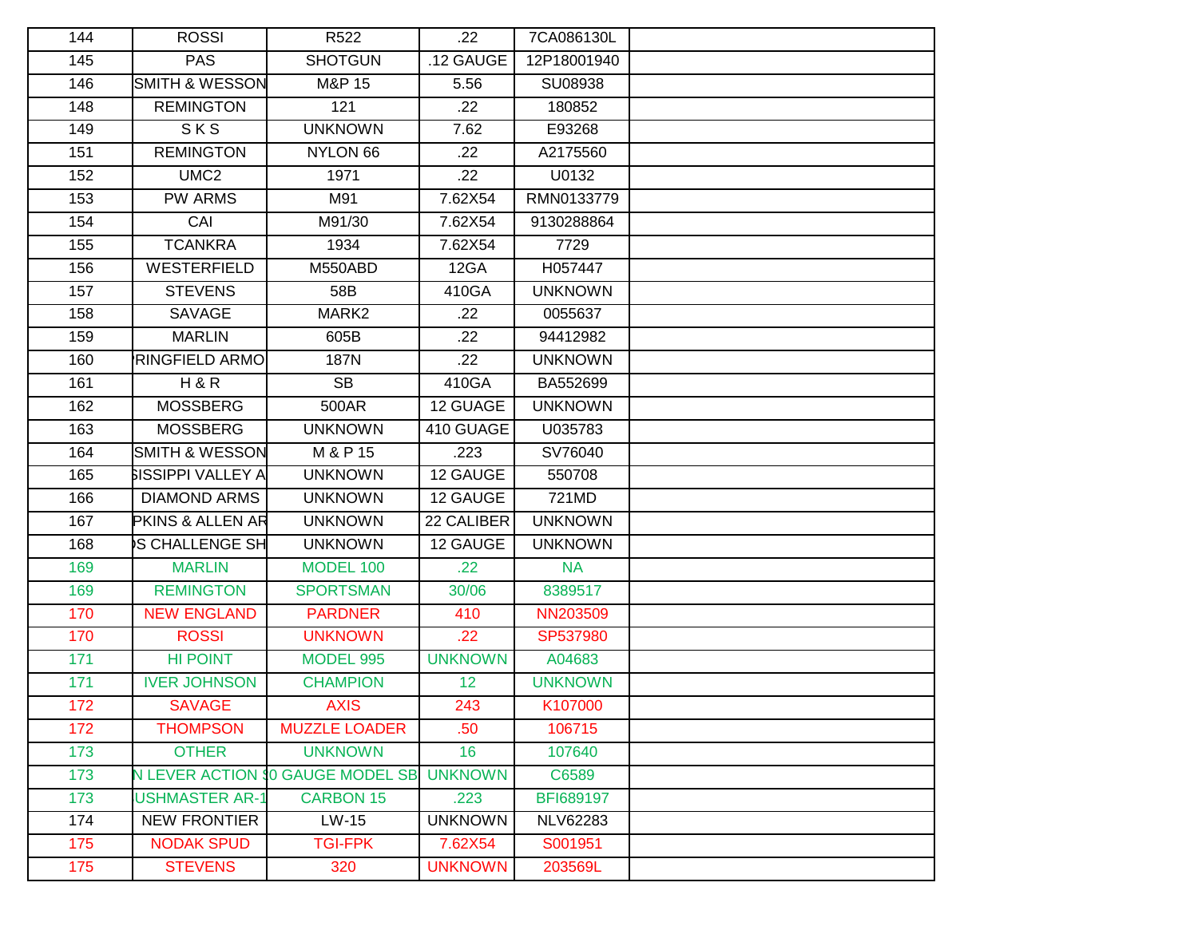| 144 | ROSSI | R522 | .22 | 7CA086130L | |
|---|---|---|---|---|---|
| 145 | PAS | SHOTGUN | .12 GAUGE | 12P18001940 | |
| 146 | SMITH & WESSON | M&P 15 | 5.56 | SU08938 | |
| 148 | REMINGTON | 121 | .22 | 180852 | |
| 149 | S K S | UNKNOWN | 7.62 | E93268 | |
| 151 | REMINGTON | NYLON 66 | .22 | A2175560 | |
| 152 | UMC2 | 1971 | .22 | U0132 | |
| 153 | PW ARMS | M91 | 7.62X54 | RMN0133779 | |
| 154 | CAI | M91/30 | 7.62X54 | 9130288864 | |
| 155 | TCANKRA | 1934 | 7.62X54 | 7729 | |
| 156 | WESTERFIELD | M550ABD | 12GA | H057447 | |
| 157 | STEVENS | 58B | 410GA | UNKNOWN | |
| 158 | SAVAGE | MARK2 | .22 | 0055637 | |
| 159 | MARLIN | 605B | .22 | 94412982 | |
| 160 | 'RINGFIELD ARMO | 187N | .22 | UNKNOWN | |
| 161 | H & R | SB | 410GA | BA552699 | |
| 162 | MOSSBERG | 500AR | 12 GUAGE | UNKNOWN | |
| 163 | MOSSBERG | UNKNOWN | 410 GUAGE | U035783 | |
| 164 | SMITH & WESSON | M & P 15 | .223 | SV76040 | |
| 165 | SISSIPPI VALLEY A | UNKNOWN | 12 GAUGE | 550708 | |
| 166 | DIAMOND ARMS | UNKNOWN | 12 GAUGE | 721MD | |
| 167 | PKINS & ALLEN AR | UNKNOWN | 22 CALIBER | UNKNOWN | |
| 168 | )S CHALLENGE SH | UNKNOWN | 12 GAUGE | UNKNOWN | |
| 169 | MARLIN | MODEL 100 | .22 | NA | |
| 169 | REMINGTON | SPORTSMAN | 30/06 | 8389517 | |
| 170 | NEW ENGLAND | PARDNER | 410 | NN203509 | |
| 170 | ROSSI | UNKNOWN | .22 | SP537980 | |
| 171 | HI POINT | MODEL 995 | UNKNOWN | A04683 | |
| 171 | IVER JOHNSON | CHAMPION | 12 | UNKNOWN | |
| 172 | SAVAGE | AXIS | 243 | K107000 | |
| 172 | THOMPSON | MUZZLE LOADER | .50 | 106715 | |
| 173 | OTHER | UNKNOWN | 16 | 107640 | |
| 173 | N LEVER ACTION | 0 GAUGE MODEL SB | UNKNOWN | C6589 | |
| 173 | USHMASTER AR-1 | CARBON 15 | .223 | BFI689197 | |
| 174 | NEW FRONTIER | LW-15 | UNKNOWN | NLV62283 | |
| 175 | NODAK SPUD | TGI-FPK | 7.62X54 | S001951 | |
| 175 | STEVENS | 320 | UNKNOWN | 203569L | |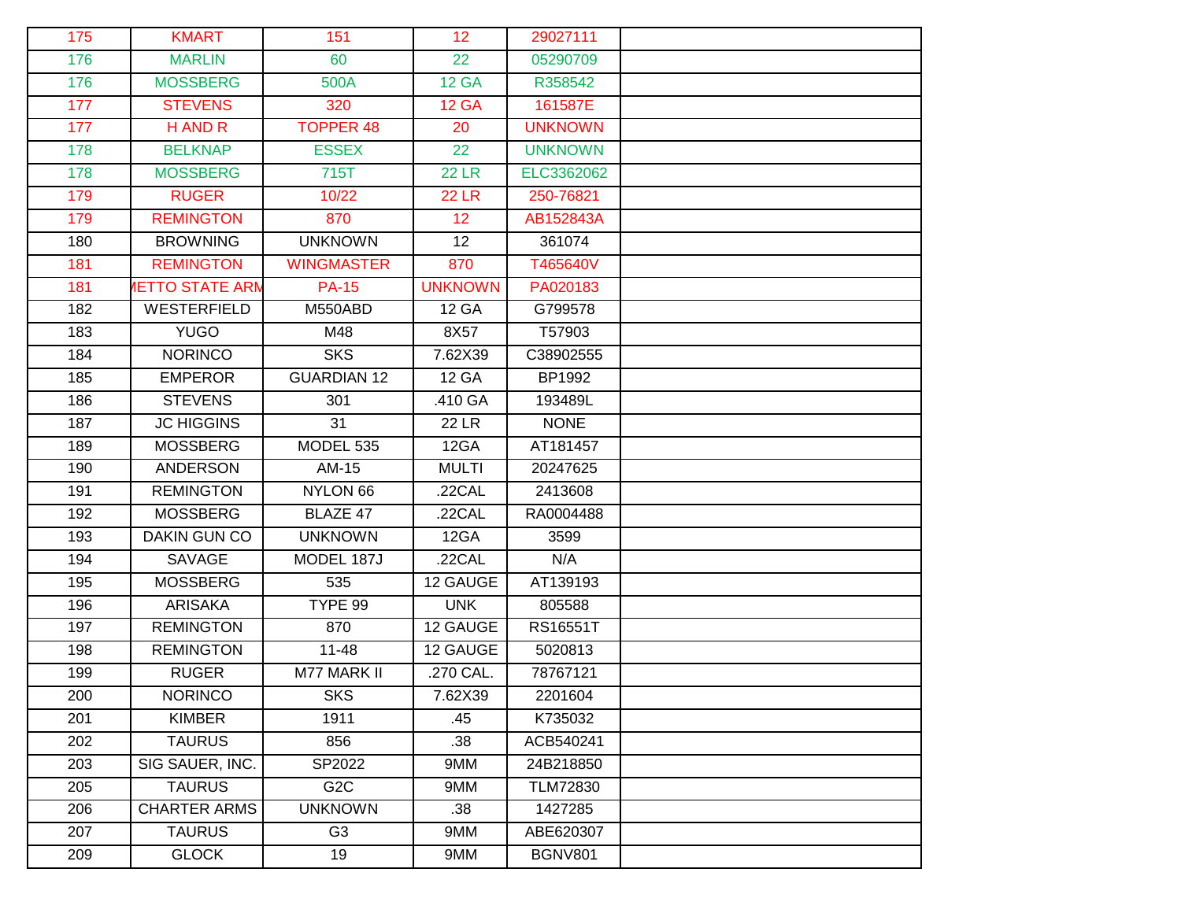| | | | | | |
|---|---|---|---|---|---|
| 175 | KMART | 151 | 12 | 29027111 | |
| 176 | MARLIN | 60 | 22 | 05290709 | |
| 176 | MOSSBERG | 500A | 12 GA | R358542 | |
| 177 | STEVENS | 320 | 12 GA | 161587E | |
| 177 | H AND R | TOPPER 48 | 20 | UNKNOWN | |
| 178 | BELKNAP | ESSEX | 22 | UNKNOWN | |
| 178 | MOSSBERG | 715T | 22 LR | ELC3362062 | |
| 179 | RUGER | 10/22 | 22 LR | 250-76821 | |
| 179 | REMINGTON | 870 | 12 | AB152843A | |
| 180 | BROWNING | UNKNOWN | 12 | 361074 | |
| 181 | REMINGTON | WINGMASTER | 870 | T465640V | |
| 181 | IETTO STATE ARM | PA-15 | UNKNOWN | PA020183 | |
| 182 | WESTERFIELD | M550ABD | 12 GA | G799578 | |
| 183 | YUGO | M48 | 8X57 | T57903 | |
| 184 | NORINCO | SKS | 7.62X39 | C38902555 | |
| 185 | EMPEROR | GUARDIAN 12 | 12 GA | BP1992 | |
| 186 | STEVENS | 301 | .410 GA | 193489L | |
| 187 | JC HIGGINS | 31 | 22 LR | NONE | |
| 189 | MOSSBERG | MODEL 535 | 12GA | AT181457 | |
| 190 | ANDERSON | AM-15 | MULTI | 20247625 | |
| 191 | REMINGTON | NYLON 66 | .22CAL | 2413608 | |
| 192 | MOSSBERG | BLAZE 47 | .22CAL | RA0004488 | |
| 193 | DAKIN GUN CO | UNKNOWN | 12GA | 3599 | |
| 194 | SAVAGE | MODEL 187J | .22CAL | N/A | |
| 195 | MOSSBERG | 535 | 12 GAUGE | AT139193 | |
| 196 | ARISAKA | TYPE 99 | UNK | 805588 | |
| 197 | REMINGTON | 870 | 12 GAUGE | RS16551T | |
| 198 | REMINGTON | 11-48 | 12 GAUGE | 5020813 | |
| 199 | RUGER | M77 MARK II | .270 CAL. | 78767121 | |
| 200 | NORINCO | SKS | 7.62X39 | 2201604 | |
| 201 | KIMBER | 1911 | .45 | K735032 | |
| 202 | TAURUS | 856 | .38 | ACB540241 | |
| 203 | SIG SAUER, INC. | SP2022 | 9MM | 24B218850 | |
| 205 | TAURUS | G2C | 9MM | TLM72830 | |
| 206 | CHARTER ARMS | UNKNOWN | .38 | 1427285 | |
| 207 | TAURUS | G3 | 9MM | ABE620307 | |
| 209 | GLOCK | 19 | 9MM | BGNV801 | |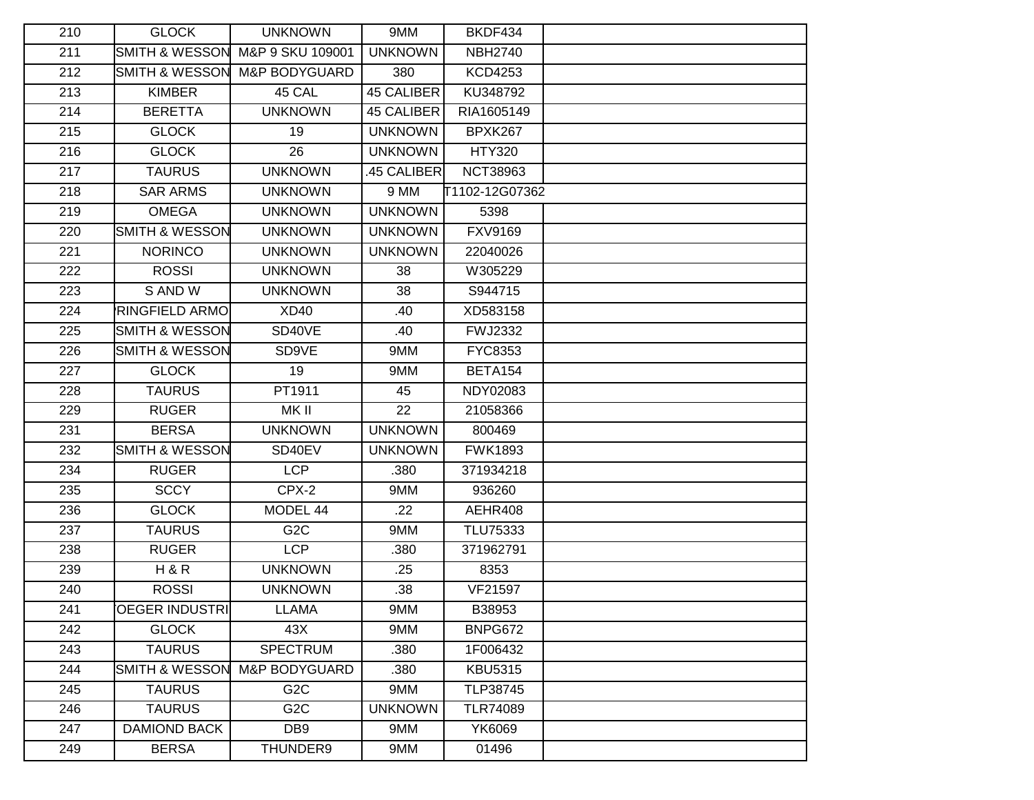| | | | | | |
|---|---|---|---|---|---|
| 210 | GLOCK | UNKNOWN | 9MM | BKDF434 | |
| 211 | SMITH & WESSON | M&P 9 SKU 109001 | UNKNOWN | NBH2740 | |
| 212 | SMITH & WESSON | M&P BODYGUARD | 380 | KCD4253 | |
| 213 | KIMBER | 45 CAL | 45 CALIBER | KU348792 | |
| 214 | BERETTA | UNKNOWN | 45 CALIBER | RIA1605149 | |
| 215 | GLOCK | 19 | UNKNOWN | BPXK267 | |
| 216 | GLOCK | 26 | UNKNOWN | HTY320 | |
| 217 | TAURUS | UNKNOWN | .45 CALIBER | NCT38963 | |
| 218 | SAR ARMS | UNKNOWN | 9 MM | T1102-12G07362 | |
| 219 | OMEGA | UNKNOWN | UNKNOWN | 5398 | |
| 220 | SMITH & WESSON | UNKNOWN | UNKNOWN | FXV9169 | |
| 221 | NORINCO | UNKNOWN | UNKNOWN | 22040026 | |
| 222 | ROSSI | UNKNOWN | 38 | W305229 | |
| 223 | S AND W | UNKNOWN | 38 | S944715 | |
| 224 | 'RINGFIELD ARMO | XD40 | .40 | XD583158 | |
| 225 | SMITH & WESSON | SD40VE | .40 | FWJ2332 | |
| 226 | SMITH & WESSON | SD9VE | 9MM | FYC8353 | |
| 227 | GLOCK | 19 | 9MM | BETA154 | |
| 228 | TAURUS | PT1911 | 45 | NDY02083 | |
| 229 | RUGER | MK II | 22 | 21058366 | |
| 231 | BERSA | UNKNOWN | UNKNOWN | 800469 | |
| 232 | SMITH & WESSON | SD40EV | UNKNOWN | FWK1893 | |
| 234 | RUGER | LCP | .380 | 371934218 | |
| 235 | SCCY | CPX-2 | 9MM | 936260 | |
| 236 | GLOCK | MODEL 44 | .22 | AEHR408 | |
| 237 | TAURUS | G2C | 9MM | TLU75333 | |
| 238 | RUGER | LCP | .380 | 371962791 | |
| 239 | H & R | UNKNOWN | .25 | 8353 | |
| 240 | ROSSI | UNKNOWN | .38 | VF21597 | |
| 241 | 'OEGER INDUSTRI | LLAMA | 9MM | B38953 | |
| 242 | GLOCK | 43X | 9MM | BNPG672 | |
| 243 | TAURUS | SPECTRUM | .380 | 1F006432 | |
| 244 | SMITH & WESSON | M&P BODYGUARD | .380 | KBU5315 | |
| 245 | TAURUS | G2C | 9MM | TLP38745 | |
| 246 | TAURUS | G2C | UNKNOWN | TLR74089 | |
| 247 | DAMIOND BACK | DB9 | 9MM | YK6069 | |
| 249 | BERSA | THUNDER9 | 9MM | 01496 | |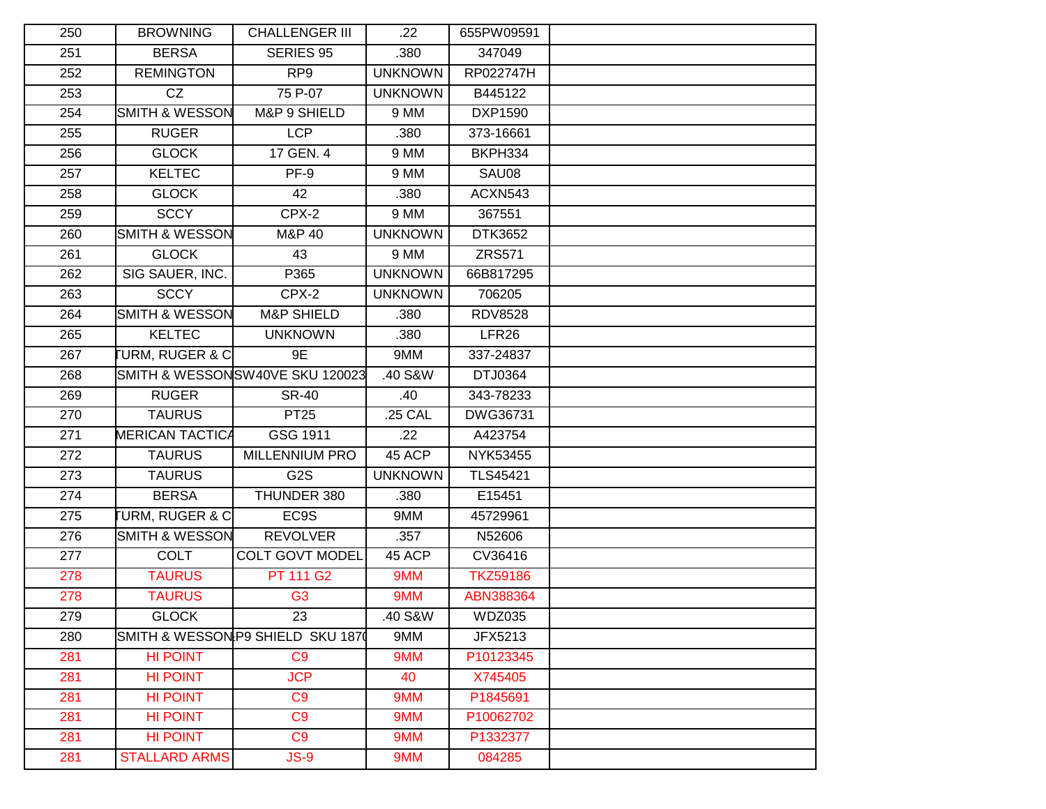| | | | | | |
|---|---|---|---|---|---|
| 250 | BROWNING | CHALLENGER III | .22 | 655PW09591 | |
| 251 | BERSA | SERIES 95 | .380 | 347049 | |
| 252 | REMINGTON | RP9 | UNKNOWN | RP022747H | |
| 253 | CZ | 75 P-07 | UNKNOWN | B445122 | |
| 254 | SMITH & WESSON | M&P 9 SHIELD | 9 MM | DXP1590 | |
| 255 | RUGER | LCP | .380 | 373-16661 | |
| 256 | GLOCK | 17 GEN. 4 | 9 MM | BKPH334 | |
| 257 | KELTEC | PF-9 | 9 MM | SAU08 | |
| 258 | GLOCK | 42 | .380 | ACXN543 | |
| 259 | SCCY | CPX-2 | 9 MM | 367551 | |
| 260 | SMITH & WESSON | M&P 40 | UNKNOWN | DTK3652 | |
| 261 | GLOCK | 43 | 9 MM | ZRS571 | |
| 262 | SIG SAUER, INC. | P365 | UNKNOWN | 66B817295 | |
| 263 | SCCY | CPX-2 | UNKNOWN | 706205 | |
| 264 | SMITH & WESSON | M&P SHIELD | .380 | RDV8528 | |
| 265 | KELTEC | UNKNOWN | .380 | LFR26 | |
| 267 | TURM, RUGER & C | 9E | 9MM | 337-24837 | |
| 268 | SMITH & WESSON | SW40VE SKU 120023 | .40 S&W | DTJ0364 | |
| 269 | RUGER | SR-40 | .40 | 343-78233 | |
| 270 | TAURUS | PT25 | .25 CAL | DWG36731 | |
| 271 | MERICAN TACTICA | GSG 1911 | .22 | A423754 | |
| 272 | TAURUS | MILLENNIUM PRO | 45 ACP | NYK53455 | |
| 273 | TAURUS | G2S | UNKNOWN | TLS45421 | |
| 274 | BERSA | THUNDER 380 | .380 | E15451 | |
| 275 | TURM, RUGER & C | EC9S | 9MM | 45729961 | |
| 276 | SMITH & WESSON | REVOLVER | .357 | N52606 | |
| 277 | COLT | COLT GOVT MODEL | 45 ACP | CV36416 | |
| 278 | TAURUS | PT 111 G2 | 9MM | TKZ59186 | |
| 278 | TAURUS | G3 | 9MM | ABN388364 | |
| 279 | GLOCK | 23 | .40 S&W | WDZ035 | |
| 280 | SMITH & WESSON | P9 SHIELD SKU 187( | 9MM | JFX5213 | |
| 281 | HI POINT | C9 | 9MM | P10123345 | |
| 281 | HI POINT | JCP | 40 | X745405 | |
| 281 | HI POINT | C9 | 9MM | P1845691 | |
| 281 | HI POINT | C9 | 9MM | P10062702 | |
| 281 | HI POINT | C9 | 9MM | P1332377 | |
| 281 | STALLARD ARMS | JS-9 | 9MM | 084285 | |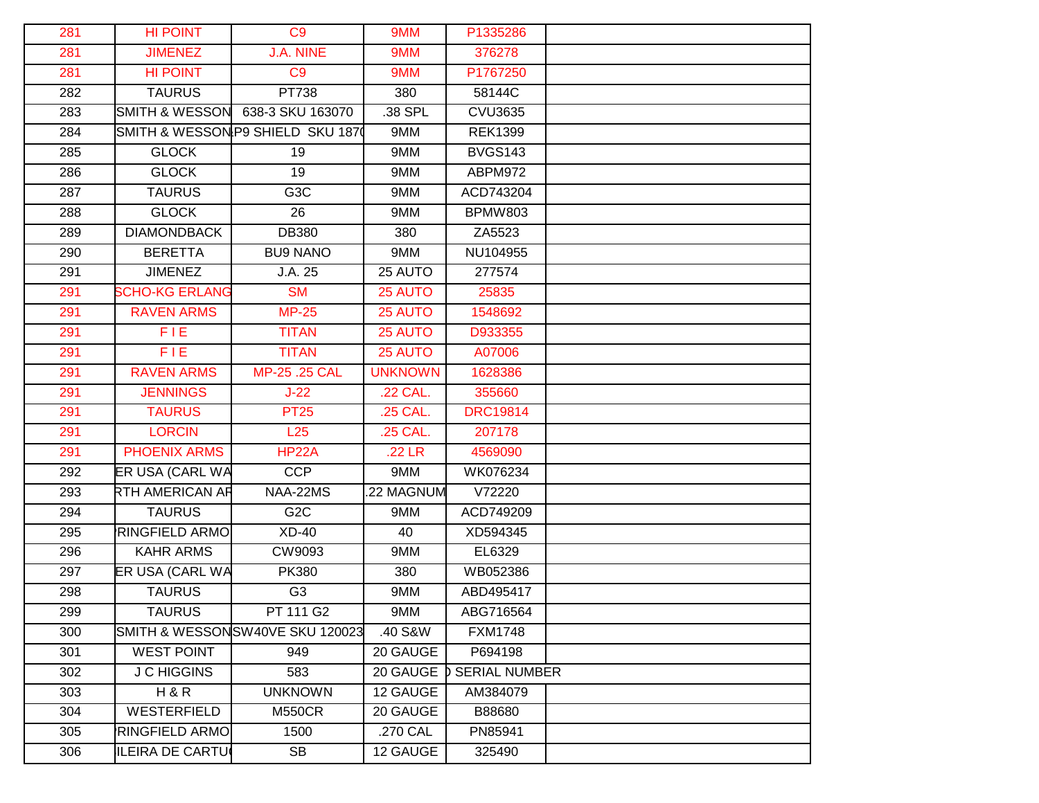| | | | | | |
|---|---|---|---|---|---|
| 281 | HI POINT | C9 | 9MM | P1335286 | |
| 281 | JIMENEZ | J.A. NINE | 9MM | 376278 | |
| 281 | HI POINT | C9 | 9MM | P1767250 | |
| 282 | TAURUS | PT738 | 380 | 58144C | |
| 283 | SMITH & WESSON | 638-3 SKU 163070 | .38 SPL | CVU3635 | |
| 284 | SMITH & WESSON | P9 SHIELD SKU 1870 | 9MM | REK1399 | |
| 285 | GLOCK | 19 | 9MM | BVGS143 | |
| 286 | GLOCK | 19 | 9MM | ABPM972 | |
| 287 | TAURUS | G3C | 9MM | ACD743204 | |
| 288 | GLOCK | 26 | 9MM | BPMW803 | |
| 289 | DIAMONDBACK | DB380 | 380 | ZA5523 | |
| 290 | BERETTA | BU9 NANO | 9MM | NU104955 | |
| 291 | JIMENEZ | J.A. 25 | 25 AUTO | 277574 | |
| 291 | SCHO-KG ERLANG | SM | 25 AUTO | 25835 | |
| 291 | RAVEN ARMS | MP-25 | 25 AUTO | 1548692 | |
| 291 | F I E | TITAN | 25 AUTO | D933355 | |
| 291 | F I E | TITAN | 25 AUTO | A07006 | |
| 291 | RAVEN ARMS | MP-25 .25 CAL | UNKNOWN | 1628386 | |
| 291 | JENNINGS | J-22 | .22 CAL. | 355660 | |
| 291 | TAURUS | PT25 | .25 CAL. | DRC19814 | |
| 291 | LORCIN | L25 | .25 CAL. | 207178 | |
| 291 | PHOENIX ARMS | HP22A | .22 LR | 4569090 | |
| 292 | ER USA (CARL WA | CCP | 9MM | WK076234 | |
| 293 | RTH AMERICAN AF | NAA-22MS | .22 MAGNUM | V72220 | |
| 294 | TAURUS | G2C | 9MM | ACD749209 | |
| 295 | RINGFIELD ARMO | XD-40 | 40 | XD594345 | |
| 296 | KAHR ARMS | CW9093 | 9MM | EL6329 | |
| 297 | ER USA (CARL WA | PK380 | 380 | WB052386 | |
| 298 | TAURUS | G3 | 9MM | ABD495417 | |
| 299 | TAURUS | PT 111 G2 | 9MM | ABG716564 | |
| 300 | SMITH & WESSON | SW40VE SKU 120023 | .40 S&W | FXM1748 | |
| 301 | WEST POINT | 949 | 20 GAUGE | P694198 | |
| 302 | J C HIGGINS | 583 | 20 GAUGE | ) SERIAL NUMBER | |
| 303 | H & R | UNKNOWN | 12 GAUGE | AM384079 | |
| 304 | WESTERFIELD | M550CR | 20 GAUGE | B88680 | |
| 305 | RINGFIELD ARMO | 1500 | .270 CAL | PN85941 | |
| 306 | ILEIRA DE CARTU | SB | 12 GAUGE | 325490 | |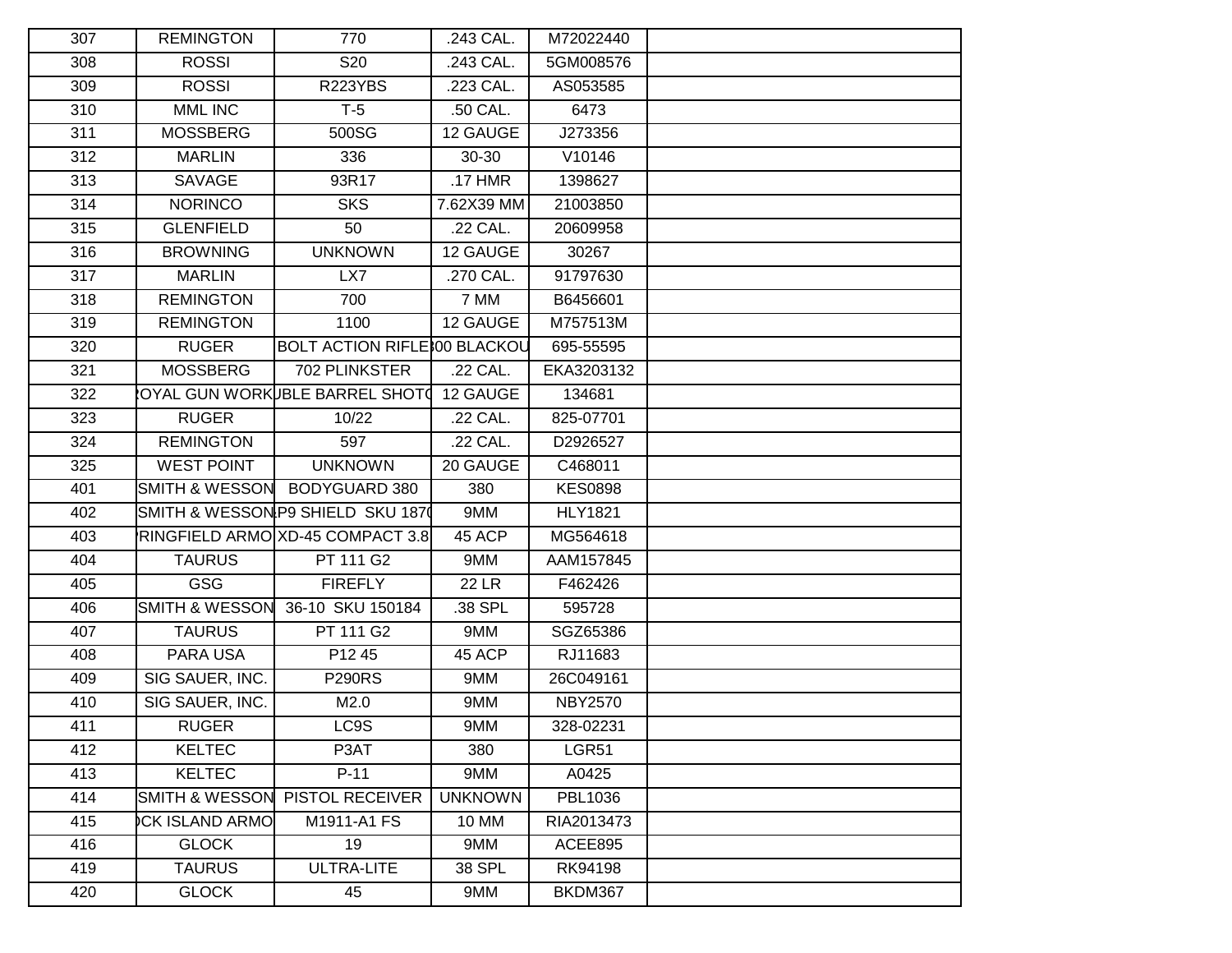| | | | | | |
|---|---|---|---|---|---|
| 307 | REMINGTON | 770 | .243 CAL. | M72022440 | |
| 308 | ROSSI | S20 | .243 CAL. | 5GM008576 | |
| 309 | ROSSI | R223YBS | .223 CAL. | AS053585 | |
| 310 | MML INC | T-5 | .50 CAL. | 6473 | |
| 311 | MOSSBERG | 500SG | 12 GAUGE | J273356 | |
| 312 | MARLIN | 336 | 30-30 | V10146 | |
| 313 | SAVAGE | 93R17 | .17 HMR | 1398627 | |
| 314 | NORINCO | SKS | 7.62X39 MM | 21003850 | |
| 315 | GLENFIELD | 50 | .22 CAL. | 20609958 | |
| 316 | BROWNING | UNKNOWN | 12 GAUGE | 30267 | |
| 317 | MARLIN | LX7 | .270 CAL. | 91797630 | |
| 318 | REMINGTON | 700 | 7 MM | B6456601 | |
| 319 | REMINGTON | 1100 | 12 GAUGE | M757513M | |
| 320 | RUGER | BOLT ACTION RIFLE | 300 BLACKOU | 695-55595 | |
| 321 | MOSSBERG | 702 PLINKSTER | .22 CAL. | EKA3203132 | |
| 322 | ROYAL GUN WORK | DOUBLE BARREL SHOTG | 12 GAUGE | 134681 | |
| 323 | RUGER | 10/22 | .22 CAL. | 825-07701 | |
| 324 | REMINGTON | 597 | .22 CAL. | D2926527 | |
| 325 | WEST POINT | UNKNOWN | 20 GAUGE | C468011 | |
| 401 | SMITH & WESSON | BODYGUARD 380 | 380 | KES0898 | |
| 402 | SMITH & WESSON | MP9 SHIELD SKU 1870 | 9MM | HLY1821 | |
| 403 | SPRINGFIELD ARMO | XD-45 COMPACT 3.8 | 45 ACP | MG564618 | |
| 404 | TAURUS | PT 111 G2 | 9MM | AAM157845 | |
| 405 | GSG | FIREFLY | 22 LR | F462426 | |
| 406 | SMITH & WESSON | 36-10 SKU 150184 | .38 SPL | 595728 | |
| 407 | TAURUS | PT 111 G2 | 9MM | SGZ65386 | |
| 408 | PARA USA | P12 45 | 45 ACP | RJ11683 | |
| 409 | SIG SAUER, INC. | P290RS | 9MM | 26C049161 | |
| 410 | SIG SAUER, INC. | M2.0 | 9MM | NBY2570 | |
| 411 | RUGER | LC9S | 9MM | 328-02231 | |
| 412 | KELTEC | P3AT | 380 | LGR51 | |
| 413 | KELTEC | P-11 | 9MM | A0425 | |
| 414 | SMITH & WESSON | PISTOL RECEIVER | UNKNOWN | PBL1036 | |
| 415 | ROCK ISLAND ARMO | M1911-A1 FS | 10 MM | RIA2013473 | |
| 416 | GLOCK | 19 | 9MM | ACEE895 | |
| 419 | TAURUS | ULTRA-LITE | 38 SPL | RK94198 | |
| 420 | GLOCK | 45 | 9MM | BKDM367 | |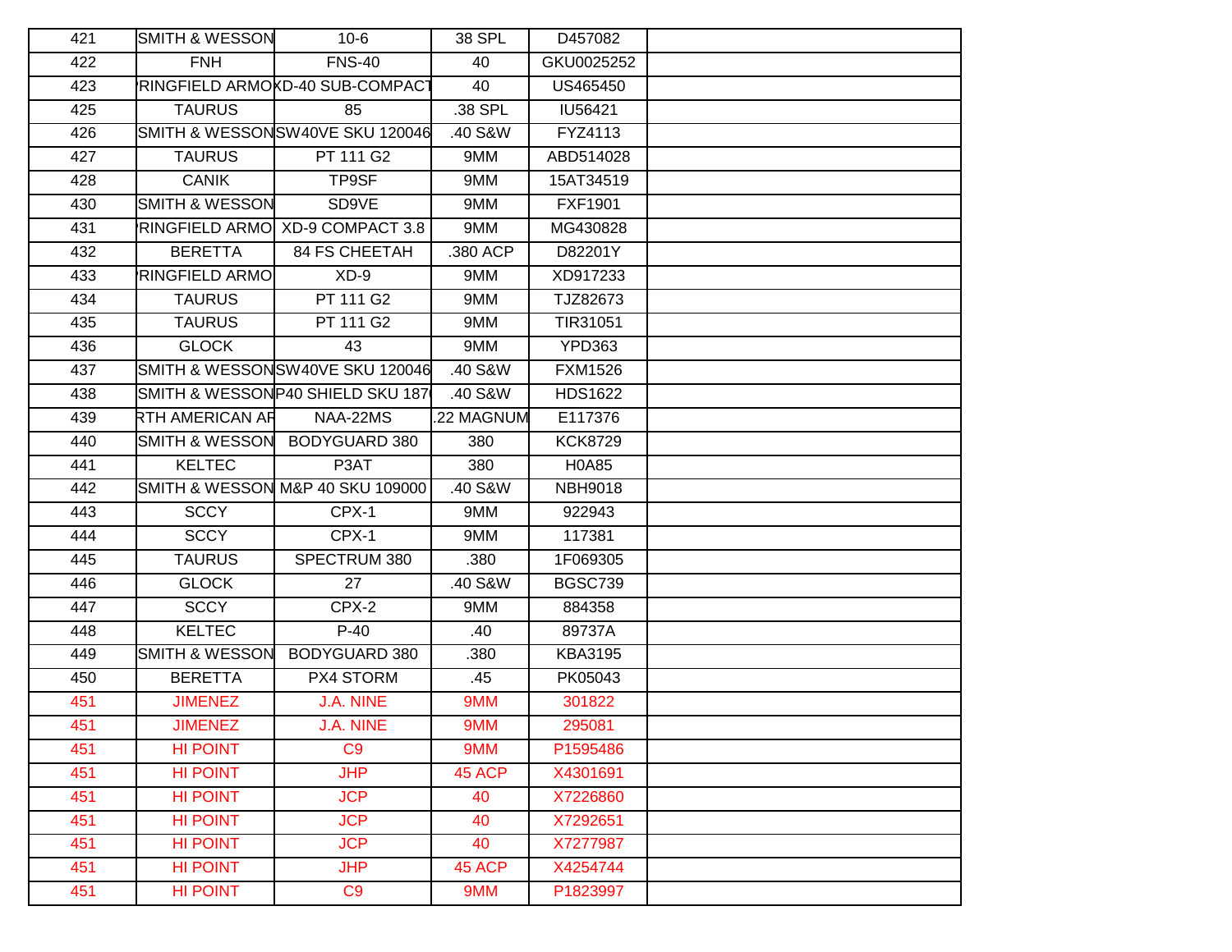| | | | | | |
|---|---|---|---|---|---|
| 421 | SMITH & WESSON | 10-6 | 38 SPL | D457082 | |
| 422 | FNH | FNS-40 | 40 | GKU0025252 | |
| 423 | 'RINGFIELD ARMO | XD-40 SUB-COMPACT | 40 | US465450 | |
| 425 | TAURUS | 85 | .38 SPL | IU56421 | |
| 426 | SMITH & WESSON | SW40VE SKU 120046 | .40 S&W | FYZ4113 | |
| 427 | TAURUS | PT 111 G2 | 9MM | ABD514028 | |
| 428 | CANIK | TP9SF | 9MM | 15AT34519 | |
| 430 | SMITH & WESSON | SD9VE | 9MM | FXF1901 | |
| 431 | 'RINGFIELD ARMO | XD-9 COMPACT 3.8 | 9MM | MG430828 | |
| 432 | BERETTA | 84 FS CHEETAH | .380 ACP | D82201Y | |
| 433 | 'RINGFIELD ARMO | XD-9 | 9MM | XD917233 | |
| 434 | TAURUS | PT 111 G2 | 9MM | TJZ82673 | |
| 435 | TAURUS | PT 111 G2 | 9MM | TIR31051 | |
| 436 | GLOCK | 43 | 9MM | YPD363 | |
| 437 | SMITH & WESSON | SW40VE SKU 120046 | .40 S&W | FXM1526 | |
| 438 | SMITH & WESSON | P40 SHIELD SKU 187 | .40 S&W | HDS1622 | |
| 439 | RTH AMERICAN AF | NAA-22MS | .22 MAGNUM | E117376 | |
| 440 | SMITH & WESSON | BODYGUARD 380 | 380 | KCK8729 | |
| 441 | KELTEC | P3AT | 380 | H0A85 | |
| 442 | SMITH & WESSON | M&P 40 SKU 109000 | .40 S&W | NBH9018 | |
| 443 | SCCY | CPX-1 | 9MM | 922943 | |
| 444 | SCCY | CPX-1 | 9MM | 117381 | |
| 445 | TAURUS | SPECTRUM 380 | .380 | 1F069305 | |
| 446 | GLOCK | 27 | .40 S&W | BGSC739 | |
| 447 | SCCY | CPX-2 | 9MM | 884358 | |
| 448 | KELTEC | P-40 | .40 | 89737A | |
| 449 | SMITH & WESSON | BODYGUARD 380 | .380 | KBA3195 | |
| 450 | BERETTA | PX4 STORM | .45 | PK05043 | |
| 451 | JIMENEZ | J.A. NINE | 9MM | 301822 | |
| 451 | JIMENEZ | J.A. NINE | 9MM | 295081 | |
| 451 | HI POINT | C9 | 9MM | P1595486 | |
| 451 | HI POINT | JHP | 45 ACP | X4301691 | |
| 451 | HI POINT | JCP | 40 | X7226860 | |
| 451 | HI POINT | JCP | 40 | X7292651 | |
| 451 | HI POINT | JCP | 40 | X7277987 | |
| 451 | HI POINT | JHP | 45 ACP | X4254744 | |
| 451 | HI POINT | C9 | 9MM | P1823997 | |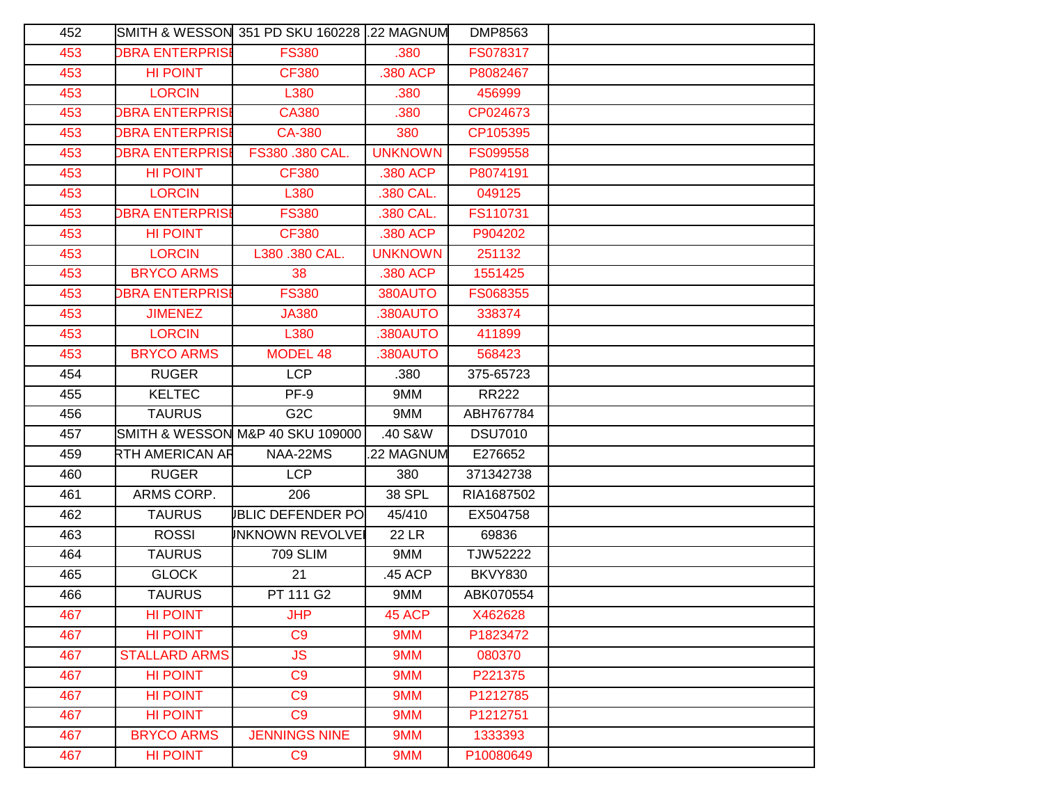| | | | | | |
|---|---|---|---|---|---|
| 452 | SMITH & WESSON | 351 PD SKU 160228 | .22 MAGNUM | DMP8563 | |
| 453 | OBRA ENTERPRISE | FS380 | .380 | FS078317 | |
| 453 | HI POINT | CF380 | .380 ACP | P8082467 | |
| 453 | LORCIN | L380 | .380 | 456999 | |
| 453 | OBRA ENTERPRISE | CA380 | .380 | CP024673 | |
| 453 | OBRA ENTERPRISE | CA-380 | 380 | CP105395 | |
| 453 | OBRA ENTERPRISE | FS380 .380 CAL. | UNKNOWN | FS099558 | |
| 453 | HI POINT | CF380 | .380 ACP | P8074191 | |
| 453 | LORCIN | L380 | .380 CAL. | 049125 | |
| 453 | OBRA ENTERPRISE | FS380 | .380 CAL. | FS110731 | |
| 453 | HI POINT | CF380 | .380 ACP | P904202 | |
| 453 | LORCIN | L380 .380 CAL. | UNKNOWN | 251132 | |
| 453 | BRYCO ARMS | 38 | .380 ACP | 1551425 | |
| 453 | OBRA ENTERPRISE | FS380 | 380AUTO | FS068355 | |
| 453 | JIMENEZ | JA380 | .380AUTO | 338374 | |
| 453 | LORCIN | L380 | .380AUTO | 411899 | |
| 453 | BRYCO ARMS | MODEL 48 | .380AUTO | 568423 | |
| 454 | RUGER | LCP | .380 | 375-65723 | |
| 455 | KELTEC | PF-9 | 9MM | RR222 | |
| 456 | TAURUS | G2C | 9MM | ABH767784 | |
| 457 | SMITH & WESSON | M&P 40 SKU 109000 | .40 S&W | DSU7010 | |
| 459 | RTH AMERICAN AR | NAA-22MS | .22 MAGNUM | E276652 | |
| 460 | RUGER | LCP | 380 | 371342738 | |
| 461 | ARMS CORP. | 206 | 38 SPL | RIA1687502 | |
| 462 | TAURUS | JBLIC DEFENDER PO | 45/410 | EX504758 | |
| 463 | ROSSI | JNKNOWN REVOLVEI | 22 LR | 69836 | |
| 464 | TAURUS | 709 SLIM | 9MM | TJW52222 | |
| 465 | GLOCK | 21 | .45 ACP | BKVY830 | |
| 466 | TAURUS | PT 111 G2 | 9MM | ABK070554 | |
| 467 | HI POINT | JHP | 45 ACP | X462628 | |
| 467 | HI POINT | C9 | 9MM | P1823472 | |
| 467 | STALLARD ARMS | JS | 9MM | 080370 | |
| 467 | HI POINT | C9 | 9MM | P221375 | |
| 467 | HI POINT | C9 | 9MM | P1212785 | |
| 467 | HI POINT | C9 | 9MM | P1212751 | |
| 467 | BRYCO ARMS | JENNINGS NINE | 9MM | 1333393 | |
| 467 | HI POINT | C9 | 9MM | P10080649 | |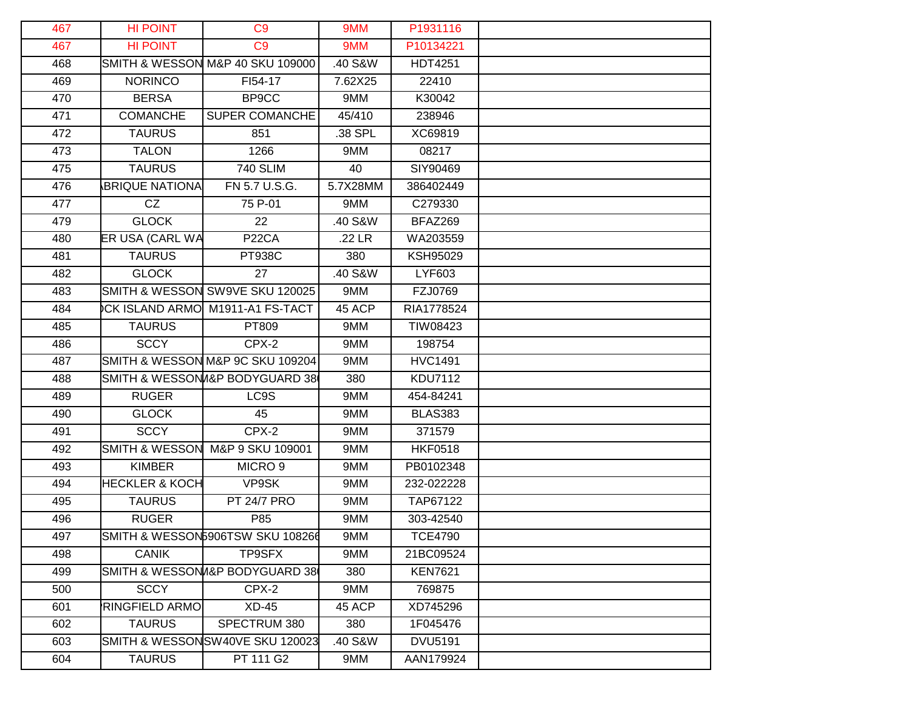| | | | | | |
|---|---|---|---|---|---|
| 467 | HI POINT | C9 | 9MM | P1931116 | |
| 467 | HI POINT | C9 | 9MM | P10134221 | |
| 468 | SMITH & WESSON | M&P 40 SKU 109000 | .40 S&W | HDT4251 | |
| 469 | NORINCO | FI54-17 | 7.62X25 | 22410 | |
| 470 | BERSA | BP9CC | 9MM | K30042 | |
| 471 | COMANCHE | SUPER COMANCHE | 45/410 | 238946 | |
| 472 | TAURUS | 851 | .38 SPL | XC69819 | |
| 473 | TALON | 1266 | 9MM | 08217 | |
| 475 | TAURUS | 740 SLIM | 40 | SIY90469 | |
| 476 | BRIQUE NATIONA | FN 5.7 U.S.G. | 5.7X28MM | 386402449 | |
| 477 | CZ | 75 P-01 | 9MM | C279330 | |
| 479 | GLOCK | 22 | .40 S&W | BFAZ269 | |
| 480 | ER USA (CARL WA | P22CA | .22 LR | WA203559 | |
| 481 | TAURUS | PT938C | 380 | KSH95029 | |
| 482 | GLOCK | 27 | .40 S&W | LYF603 | |
| 483 | SMITH & WESSON | SW9VE SKU 120025 | 9MM | FZJ0769 | |
| 484 | CK ISLAND ARMO | M1911-A1 FS-TACT | 45 ACP | RIA1778524 | |
| 485 | TAURUS | PT809 | 9MM | TIW08423 | |
| 486 | SCCY | CPX-2 | 9MM | 198754 | |
| 487 | SMITH & WESSON | M&P 9C SKU 109204 | 9MM | HVC1491 | |
| 488 | SMITH & WESSON | &P BODYGUARD 38 | 380 | KDU7112 | |
| 489 | RUGER | LC9S | 9MM | 454-84241 | |
| 490 | GLOCK | 45 | 9MM | BLAS383 | |
| 491 | SCCY | CPX-2 | 9MM | 371579 | |
| 492 | SMITH & WESSON | M&P 9 SKU 109001 | 9MM | HKF0518 | |
| 493 | KIMBER | MICRO 9 | 9MM | PB0102348 | |
| 494 | HECKLER & KOCH | VP9SK | 9MM | 232-022228 | |
| 495 | TAURUS | PT 24/7 PRO | 9MM | TAP67122 | |
| 496 | RUGER | P85 | 9MM | 303-42540 | |
| 497 | SMITH & WESSON | 5906TSW SKU 10826 | 9MM | TCE4790 | |
| 498 | CANIK | TP9SFX | 9MM | 21BC09524 | |
| 499 | SMITH & WESSON | &P BODYGUARD 38 | 380 | KEN7621 | |
| 500 | SCCY | CPX-2 | 9MM | 769875 | |
| 601 | RINGFIELD ARMO | XD-45 | 45 ACP | XD745296 | |
| 602 | TAURUS | SPECTRUM 380 | 380 | 1F045476 | |
| 603 | SMITH & WESSON | SW40VE SKU 120023 | .40 S&W | DVU5191 | |
| 604 | TAURUS | PT 111 G2 | 9MM | AAN179924 | |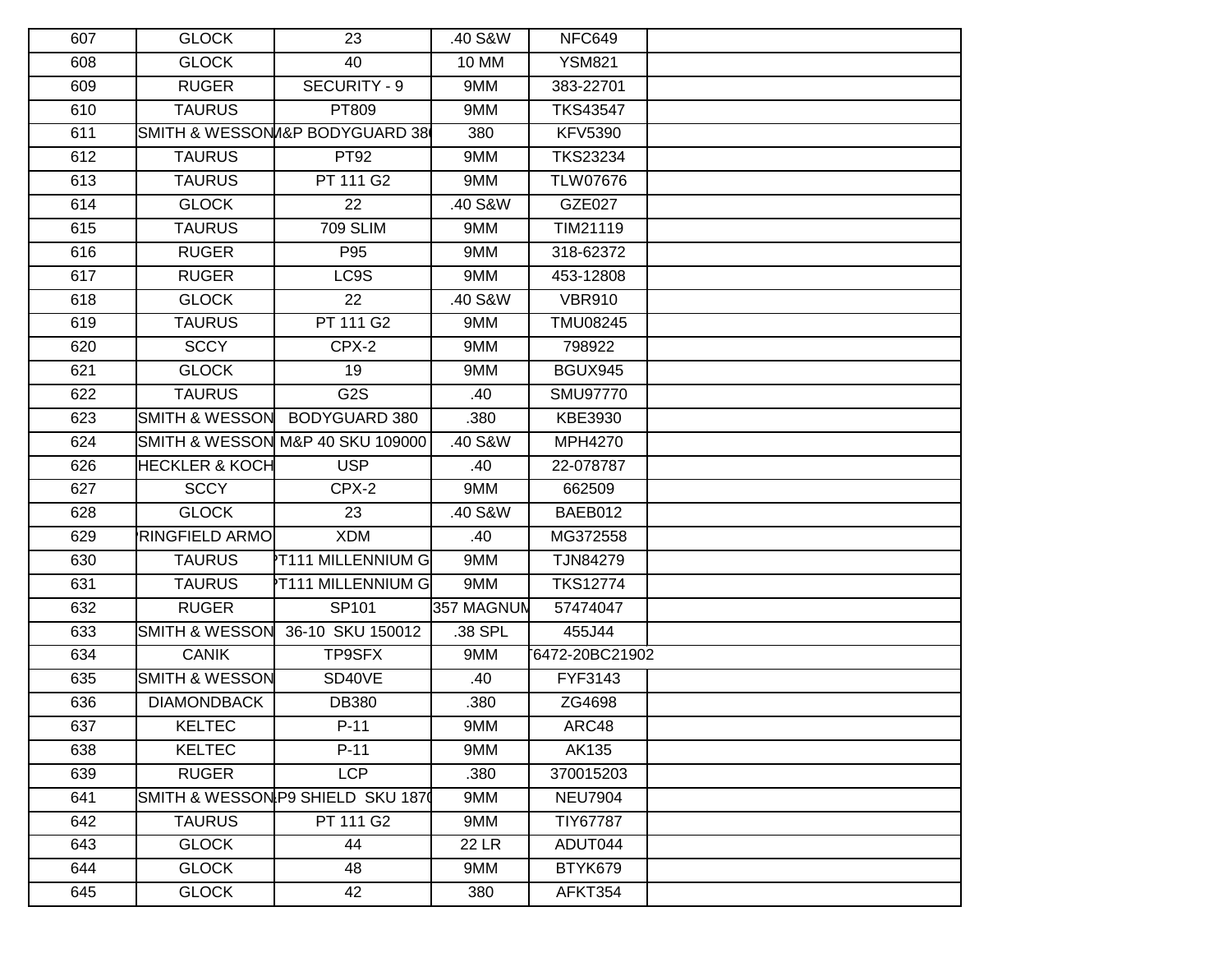| | | | | | |
|---|---|---|---|---|---|
| 607 | GLOCK | 23 | .40 S&W | NFC649 | |
| 608 | GLOCK | 40 | 10 MM | YSM821 | |
| 609 | RUGER | SECURITY - 9 | 9MM | 383-22701 | |
| 610 | TAURUS | PT809 | 9MM | TKS43547 | |
| 611 | SMITH & WESSON | M&P BODYGUARD 380 | 380 | KFV5390 | |
| 612 | TAURUS | PT92 | 9MM | TKS23234 | |
| 613 | TAURUS | PT 111 G2 | 9MM | TLW07676 | |
| 614 | GLOCK | 22 | .40 S&W | GZE027 | |
| 615 | TAURUS | 709 SLIM | 9MM | TIM21119 | |
| 616 | RUGER | P95 | 9MM | 318-62372 | |
| 617 | RUGER | LC9S | 9MM | 453-12808 | |
| 618 | GLOCK | 22 | .40 S&W | VBR910 | |
| 619 | TAURUS | PT 111 G2 | 9MM | TMU08245 | |
| 620 | SCCY | CPX-2 | 9MM | 798922 | |
| 621 | GLOCK | 19 | 9MM | BGUX945 | |
| 622 | TAURUS | G2S | .40 | SMU97770 | |
| 623 | SMITH & WESSON | BODYGUARD 380 | .380 | KBE3930 | |
| 624 | SMITH & WESSON | M&P 40 SKU 109000 | .40 S&W | MPH4270 | |
| 626 | HECKLER & KOCH | USP | .40 | 22-078787 | |
| 627 | SCCY | CPX-2 | 9MM | 662509 | |
| 628 | GLOCK | 23 | .40 S&W | BAEB012 | |
| 629 | SPRINGFIELD ARMORY | XDM | .40 | MG372558 | |
| 630 | TAURUS | PT111 MILLENNIUM G2 | 9MM | TJN84279 | |
| 631 | TAURUS | PT111 MILLENNIUM G2 | 9MM | TKS12774 | |
| 632 | RUGER | SP101 | 357 MAGNUM | 57474047 | |
| 633 | SMITH & WESSON | 36-10 SKU 150012 | .38 SPL | 455J44 | |
| 634 | CANIK | TP9SFX | 9MM | T6472-20BC21902 | |
| 635 | SMITH & WESSON | SD40VE | .40 | FYF3143 | |
| 636 | DIAMONDBACK | DB380 | .380 | ZG4698 | |
| 637 | KELTEC | P-11 | 9MM | ARC48 | |
| 638 | KELTEC | P-11 | 9MM | AK135 | |
| 639 | RUGER | LCP | .380 | 370015203 | |
| 641 | SMITH & WESSON | M&P9 SHIELD SKU 1870 | 9MM | NEU7904 | |
| 642 | TAURUS | PT 111 G2 | 9MM | TIY67787 | |
| 643 | GLOCK | 44 | 22 LR | ADUT044 | |
| 644 | GLOCK | 48 | 9MM | BTYK679 | |
| 645 | GLOCK | 42 | 380 | AFKT354 | |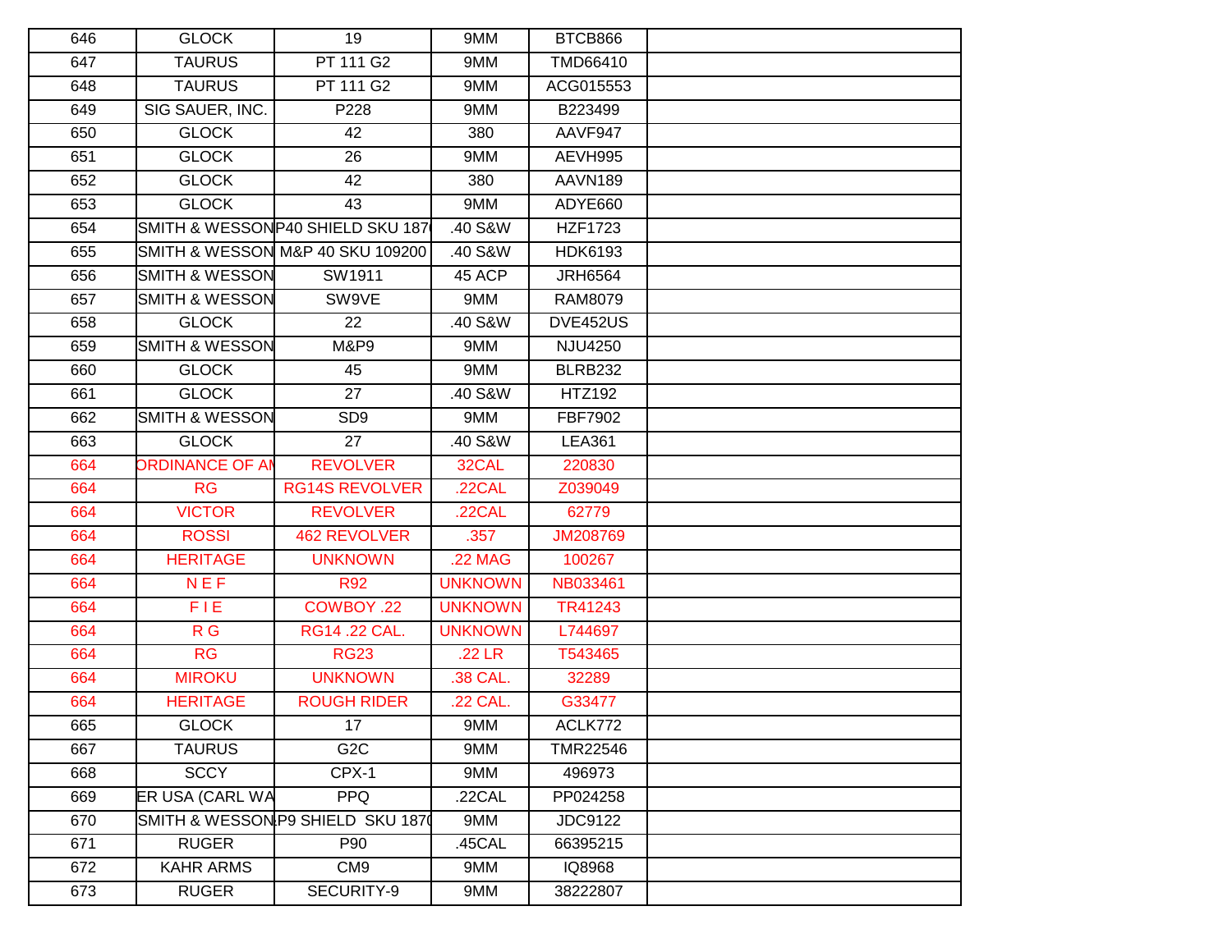| | | | | | |
|---|---|---|---|---|---|
| 646 | GLOCK | 19 | 9MM | BTCB866 | |
| 647 | TAURUS | PT 111 G2 | 9MM | TMD66410 | |
| 648 | TAURUS | PT 111 G2 | 9MM | ACG015553 | |
| 649 | SIG SAUER, INC. | P228 | 9MM | B223499 | |
| 650 | GLOCK | 42 | 380 | AAVF947 | |
| 651 | GLOCK | 26 | 9MM | AEVH995 | |
| 652 | GLOCK | 42 | 380 | AAVN189 | |
| 653 | GLOCK | 43 | 9MM | ADYE660 | |
| 654 | SMITH & WESSON | P40 SHIELD SKU 187 | .40 S&W | HZF1723 | |
| 655 | SMITH & WESSON | M&P 40 SKU 109200 | .40 S&W | HDK6193 | |
| 656 | SMITH & WESSON | SW1911 | 45 ACP | JRH6564 | |
| 657 | SMITH & WESSON | SW9VE | 9MM | RAM8079 | |
| 658 | GLOCK | 22 | .40 S&W | DVE452US | |
| 659 | SMITH & WESSON | M&P9 | 9MM | NJU4250 | |
| 660 | GLOCK | 45 | 9MM | BLRB232 | |
| 661 | GLOCK | 27 | .40 S&W | HTZ192 | |
| 662 | SMITH & WESSON | SD9 | 9MM | FBF7902 | |
| 663 | GLOCK | 27 | .40 S&W | LEA361 | |
| 664 | ORDINANCE OF AM | REVOLVER | 32CAL | 220830 | |
| 664 | RG | RG14S REVOLVER | .22CAL | Z039049 | |
| 664 | VICTOR | REVOLVER | .22CAL | 62779 | |
| 664 | ROSSI | 462 REVOLVER | .357 | JM208769 | |
| 664 | HERITAGE | UNKNOWN | .22 MAG | 100267 | |
| 664 | N E F | R92 | UNKNOWN | NB033461 | |
| 664 | F I E | COWBOY .22 | UNKNOWN | TR41243 | |
| 664 | R G | RG14 .22 CAL. | UNKNOWN | L744697 | |
| 664 | RG | RG23 | .22 LR | T543465 | |
| 664 | MIROKU | UNKNOWN | .38 CAL. | 32289 | |
| 664 | HERITAGE | ROUGH RIDER | .22 CAL. | G33477 | |
| 665 | GLOCK | 17 | 9MM | ACLK772 | |
| 667 | TAURUS | G2C | 9MM | TMR22546 | |
| 668 | SCCY | CPX-1 | 9MM | 496973 | |
| 669 | ER USA (CARL WA | PPQ | .22CAL | PP024258 | |
| 670 | SMITH & WESSON | P9 SHIELD SKU 187 | 9MM | JDC9122 | |
| 671 | RUGER | P90 | .45CAL | 66395215 | |
| 672 | KAHR ARMS | CM9 | 9MM | IQ8968 | |
| 673 | RUGER | SECURITY-9 | 9MM | 38222807 | |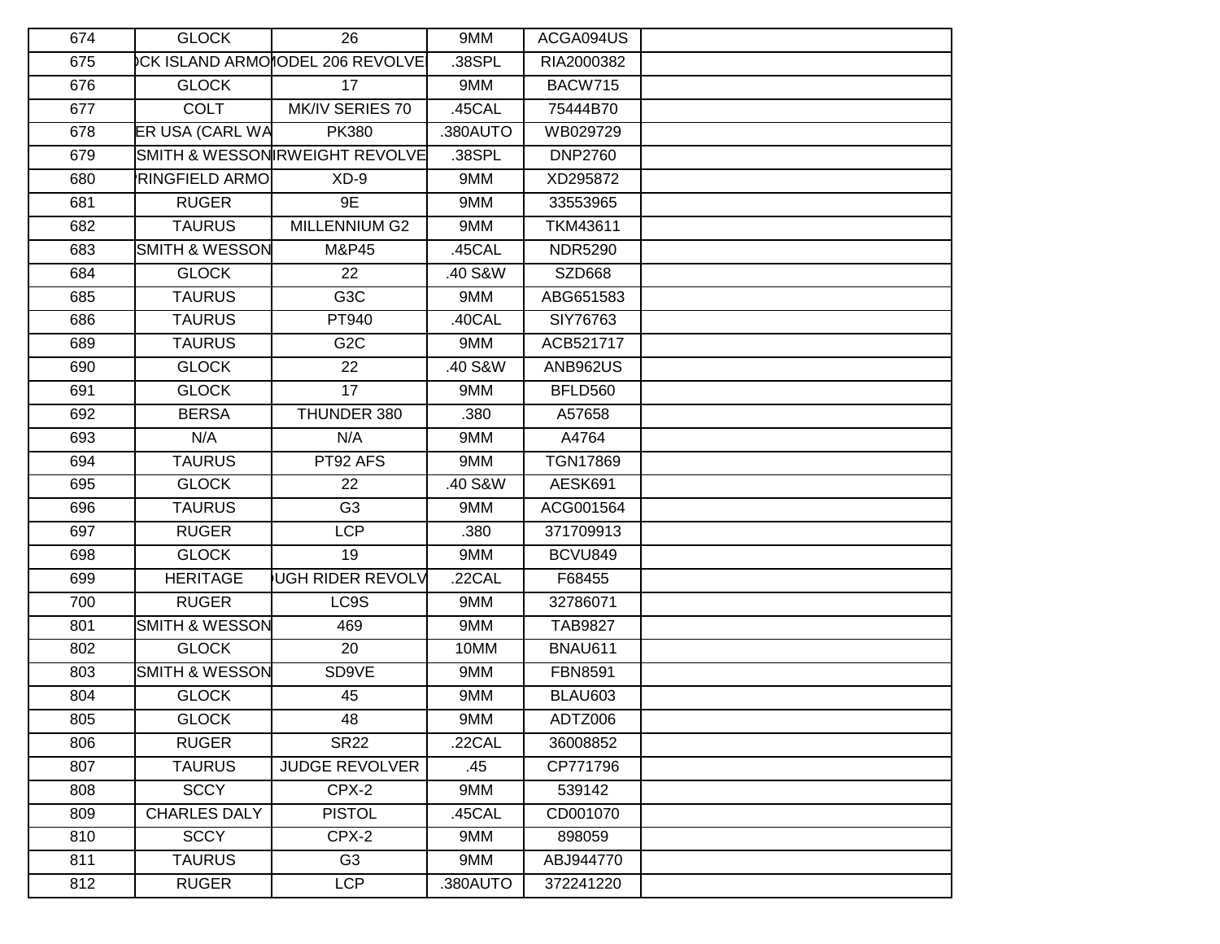| 674 | GLOCK | 26 | 9MM | ACGA094US | |
|---|---|---|---|---|---|
| 675 | CK ISLAND ARMO | ODEL 206 REVOLVE | .38SPL | RIA2000382 | |
| 676 | GLOCK | 17 | 9MM | BACW715 | |
| 677 | COLT | MK/IV SERIES 70 | .45CAL | 75444B70 | |
| 678 | ER USA (CARL WA | PK380 | .380AUTO | WB029729 | |
| 679 | SMITH & WESSON | IRWEIGHT REVOLVE | .38SPL | DNP2760 | |
| 680 | RINGFIELD ARMO | XD-9 | 9MM | XD295872 | |
| 681 | RUGER | 9E | 9MM | 33553965 | |
| 682 | TAURUS | MILLENNIUM G2 | 9MM | TKM43611 | |
| 683 | SMITH & WESSON | M&P45 | .45CAL | NDR5290 | |
| 684 | GLOCK | 22 | .40 S&W | SZD668 | |
| 685 | TAURUS | G3C | 9MM | ABG651583 | |
| 686 | TAURUS | PT940 | .40CAL | SIY76763 | |
| 689 | TAURUS | G2C | 9MM | ACB521717 | |
| 690 | GLOCK | 22 | .40 S&W | ANB962US | |
| 691 | GLOCK | 17 | 9MM | BFLD560 | |
| 692 | BERSA | THUNDER 380 | .380 | A57658 | |
| 693 | N/A | N/A | 9MM | A4764 | |
| 694 | TAURUS | PT92 AFS | 9MM | TGN17869 | |
| 695 | GLOCK | 22 | .40 S&W | AESK691 | |
| 696 | TAURUS | G3 | 9MM | ACG001564 | |
| 697 | RUGER | LCP | .380 | 371709913 | |
| 698 | GLOCK | 19 | 9MM | BCVU849 | |
| 699 | HERITAGE | UGH RIDER REVOLV | .22CAL | F68455 | |
| 700 | RUGER | LC9S | 9MM | 32786071 | |
| 801 | SMITH & WESSON | 469 | 9MM | TAB9827 | |
| 802 | GLOCK | 20 | 10MM | BNAU611 | |
| 803 | SMITH & WESSON | SD9VE | 9MM | FBN8591 | |
| 804 | GLOCK | 45 | 9MM | BLAU603 | |
| 805 | GLOCK | 48 | 9MM | ADTZ006 | |
| 806 | RUGER | SR22 | .22CAL | 36008852 | |
| 807 | TAURUS | JUDGE REVOLVER | .45 | CP771796 | |
| 808 | SCCY | CPX-2 | 9MM | 539142 | |
| 809 | CHARLES DALY | PISTOL | .45CAL | CD001070 | |
| 810 | SCCY | CPX-2 | 9MM | 898059 | |
| 811 | TAURUS | G3 | 9MM | ABJ944770 | |
| 812 | RUGER | LCP | .380AUTO | 372241220 | |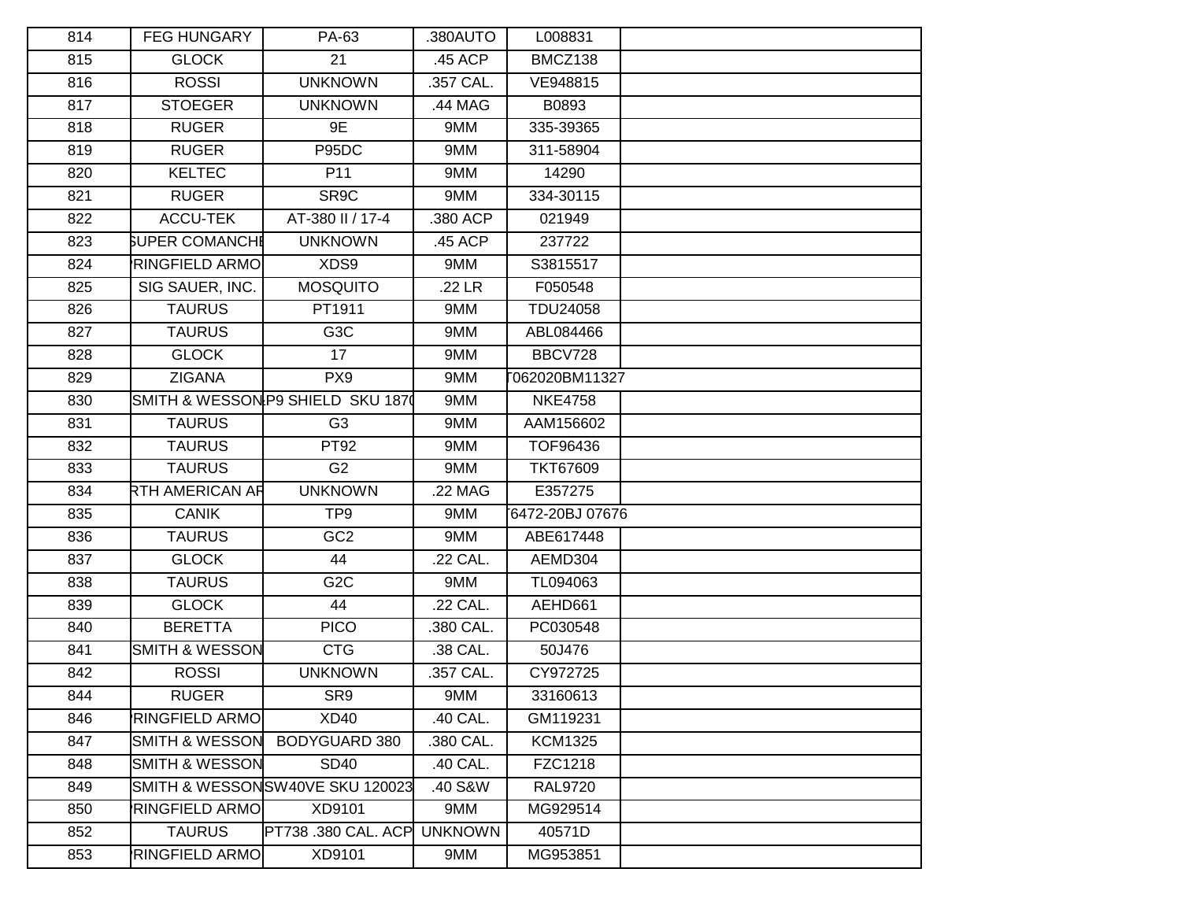| | | | | | |
|---|---|---|---|---|---|
| 814 | FEG HUNGARY | PA-63 | .380AUTO | L008831 | |
| 815 | GLOCK | 21 | .45 ACP | BMCZ138 | |
| 816 | ROSSI | UNKNOWN | .357 CAL. | VE948815 | |
| 817 | STOEGER | UNKNOWN | .44 MAG | B0893 | |
| 818 | RUGER | 9E | 9MM | 335-39365 | |
| 819 | RUGER | P95DC | 9MM | 311-58904 | |
| 820 | KELTEC | P11 | 9MM | 14290 | |
| 821 | RUGER | SR9C | 9MM | 334-30115 | |
| 822 | ACCU-TEK | AT-380 II / 17-4 | .380 ACP | 021949 | |
| 823 | SUPER COMANCHE | UNKNOWN | .45 ACP | 237722 | |
| 824 | RINGFIELD ARMO | XDS9 | 9MM | S3815517 | |
| 825 | SIG SAUER, INC. | MOSQUITO | .22 LR | F050548 | |
| 826 | TAURUS | PT1911 | 9MM | TDU24058 | |
| 827 | TAURUS | G3C | 9MM | ABL084466 | |
| 828 | GLOCK | 17 | 9MM | BBCV728 | |
| 829 | ZIGANA | PX9 | 9MM | T062020BM11327 | |
| 830 | SMITH & WESSON | P9 SHIELD SKU 187( | 9MM | NKE4758 | |
| 831 | TAURUS | G3 | 9MM | AAM156602 | |
| 832 | TAURUS | PT92 | 9MM | TOF96436 | |
| 833 | TAURUS | G2 | 9MM | TKT67609 | |
| 834 | RTH AMERICAN AR | UNKNOWN | .22 MAG | E357275 | |
| 835 | CANIK | TP9 | 9MM | T6472-20BJ 07676 | |
| 836 | TAURUS | GC2 | 9MM | ABE617448 | |
| 837 | GLOCK | 44 | .22 CAL. | AEMD304 | |
| 838 | TAURUS | G2C | 9MM | TL094063 | |
| 839 | GLOCK | 44 | .22 CAL. | AEHD661 | |
| 840 | BERETTA | PICO | .380 CAL. | PC030548 | |
| 841 | SMITH & WESSON | CTG | .38 CAL. | 50J476 | |
| 842 | ROSSI | UNKNOWN | .357 CAL. | CY972725 | |
| 844 | RUGER | SR9 | 9MM | 33160613 | |
| 846 | RINGFIELD ARMO | XD40 | .40 CAL. | GM119231 | |
| 847 | SMITH & WESSON | BODYGUARD 380 | .380 CAL. | KCM1325 | |
| 848 | SMITH & WESSON | SD40 | .40 CAL. | FZC1218 | |
| 849 | SMITH & WESSON | SW40VE SKU 120023 | .40 S&W | RAL9720 | |
| 850 | RINGFIELD ARMO | XD9101 | 9MM | MG929514 | |
| 852 | TAURUS | PT738 .380 CAL. ACP | UNKNOWN | 40571D | |
| 853 | RINGFIELD ARMO | XD9101 | 9MM | MG953851 | |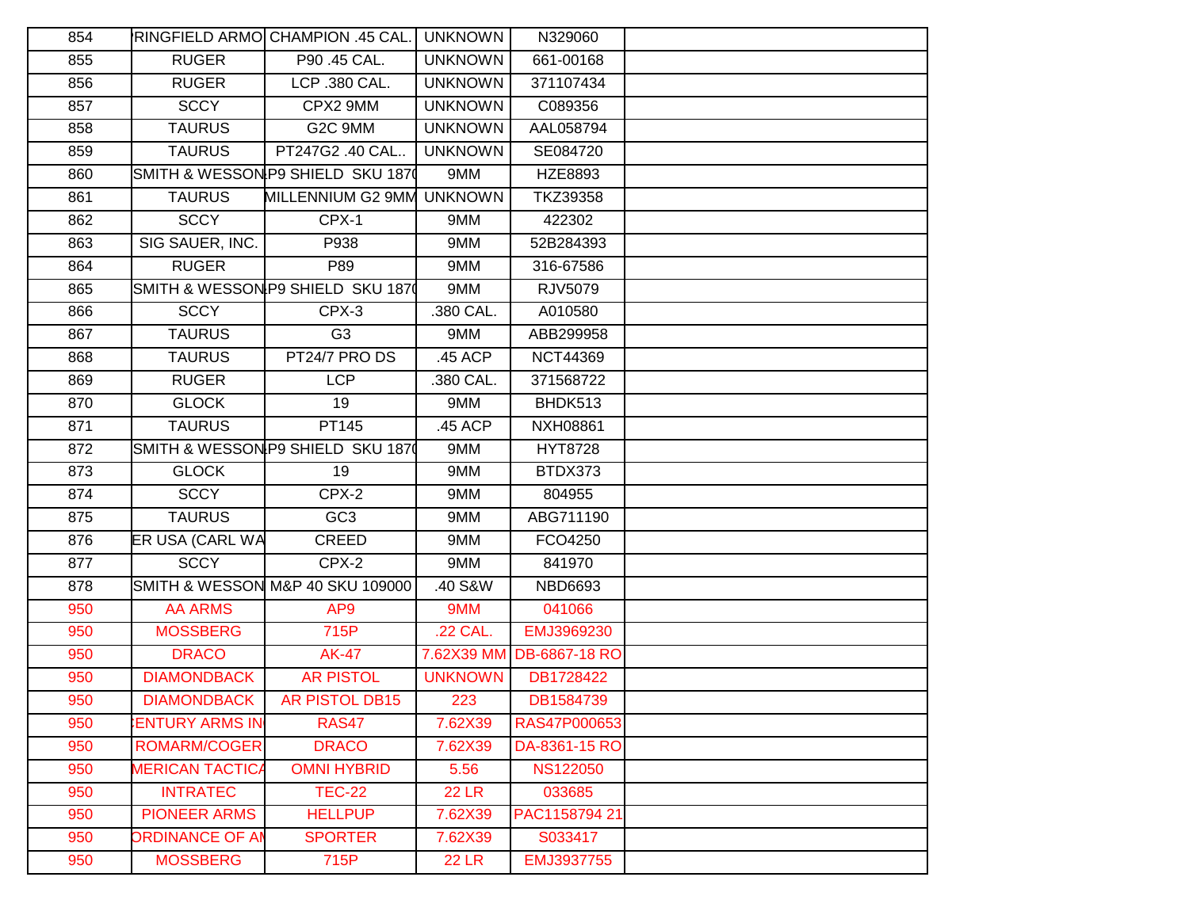| | | | | | |
|---|---|---|---|---|---|
| 854 | 'RINGFIELD ARMO | CHAMPION .45 CAL. | UNKNOWN | N329060 | |
| 855 | RUGER | P90 .45 CAL. | UNKNOWN | 661-00168 | |
| 856 | RUGER | LCP .380 CAL. | UNKNOWN | 371107434 | |
| 857 | SCCY | CPX2 9MM | UNKNOWN | C089356 | |
| 858 | TAURUS | G2C 9MM | UNKNOWN | AAL058794 | |
| 859 | TAURUS | PT247G2 .40 CAL.. | UNKNOWN | SE084720 | |
| 860 | SMITH & WESSON | P9 SHIELD SKU 187( | 9MM | HZE8893 | |
| 861 | TAURUS | MILLENNIUM G2 9MM | UNKNOWN | TKZ39358 | |
| 862 | SCCY | CPX-1 | 9MM | 422302 | |
| 863 | SIG SAUER, INC. | P938 | 9MM | 52B284393 | |
| 864 | RUGER | P89 | 9MM | 316-67586 | |
| 865 | SMITH & WESSON | P9 SHIELD SKU 187( | 9MM | RJV5079 | |
| 866 | SCCY | CPX-3 | .380 CAL. | A010580 | |
| 867 | TAURUS | G3 | 9MM | ABB299958 | |
| 868 | TAURUS | PT24/7 PRO DS | .45 ACP | NCT44369 | |
| 869 | RUGER | LCP | .380 CAL. | 371568722 | |
| 870 | GLOCK | 19 | 9MM | BHDK513 | |
| 871 | TAURUS | PT145 | .45 ACP | NXH08861 | |
| 872 | SMITH & WESSON | P9 SHIELD SKU 187( | 9MM | HYT8728 | |
| 873 | GLOCK | 19 | 9MM | BTDX373 | |
| 874 | SCCY | CPX-2 | 9MM | 804955 | |
| 875 | TAURUS | GC3 | 9MM | ABG711190 | |
| 876 | ER USA (CARL WA | CREED | 9MM | FCO4250 | |
| 877 | SCCY | CPX-2 | 9MM | 841970 | |
| 878 | SMITH & WESSON | M&P 40 SKU 109000 | .40 S&W | NBD6693 | |
| 950 | AA ARMS | AP9 | 9MM | 041066 | |
| 950 | MOSSBERG | 715P | .22 CAL. | EMJ3969230 | |
| 950 | DRACO | AK-47 | 7.62X39 MM | DB-6867-18 RO | |
| 950 | DIAMONDBACK | AR PISTOL | UNKNOWN | DB1728422 | |
| 950 | DIAMONDBACK | AR PISTOL DB15 | 223 | DB1584739 | |
| 950 | :ENTURY ARMS IN( | RAS47 | 7.62X39 | RAS47P000653 | |
| 950 | ROMARM/COGER | DRACO | 7.62X39 | DA-8361-15 RO | |
| 950 | MERICAN TACTICA | OMNI HYBRID | 5.56 | NS122050 | |
| 950 | INTRATEC | TEC-22 | 22 LR | 033685 | |
| 950 | PIONEER ARMS | HELLPUP | 7.62X39 | PAC1158794 21 | |
| 950 | ORDINANCE OF AI | SPORTER | 7.62X39 | S033417 | |
| 950 | MOSSBERG | 715P | 22 LR | EMJ3937755 | |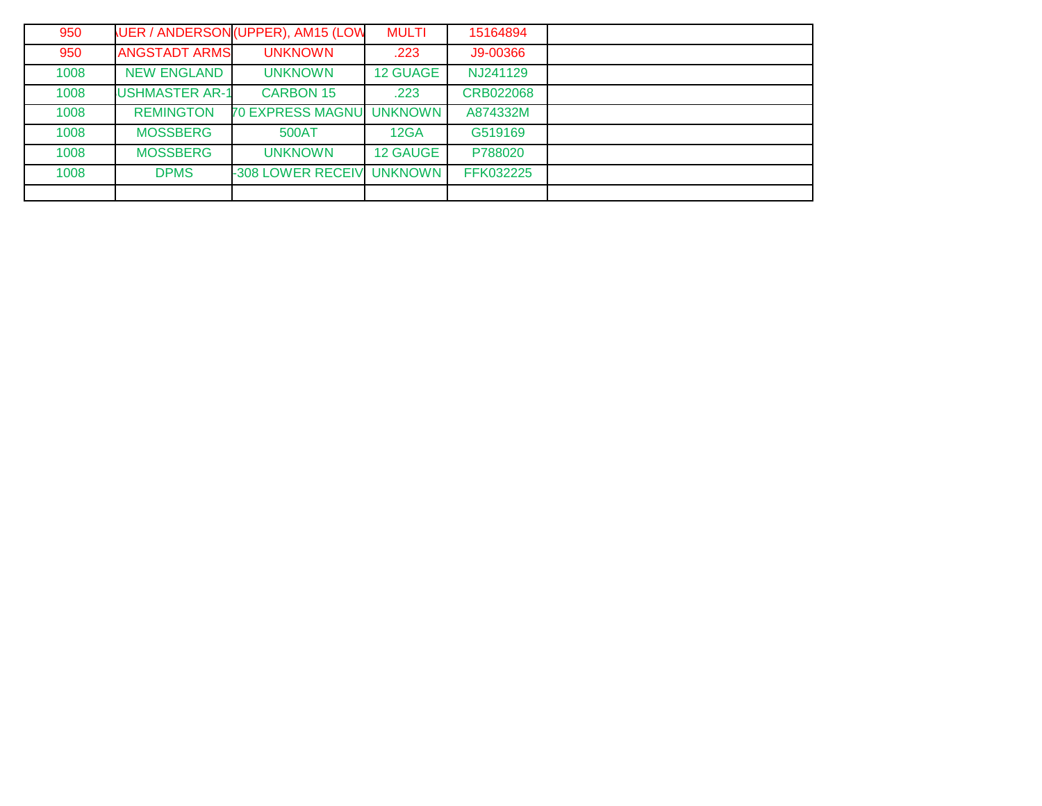| | | | | | |
|---|---|---|---|---|---|
| 950 | UER / ANDERSON | (UPPER), AM15 (LOW | MULTI | 15164894 | |
| 950 | ANGSTADT ARMS | UNKNOWN | .223 | J9-00366 | |
| 1008 | NEW ENGLAND | UNKNOWN | 12 GUAGE | NJ241129 | |
| 1008 | USHMASTER AR-1 | CARBON 15 | .223 | CRB022068 | |
| 1008 | REMINGTON | 70 EXPRESS MAGNU | UNKNOWN | A874332M | |
| 1008 | MOSSBERG | 500AT | 12GA | G519169 | |
| 1008 | MOSSBERG | UNKNOWN | 12 GAUGE | P788020 | |
| 1008 | DPMS | -308 LOWER RECEIV | UNKNOWN | FFK032225 | |
| | | | | | |